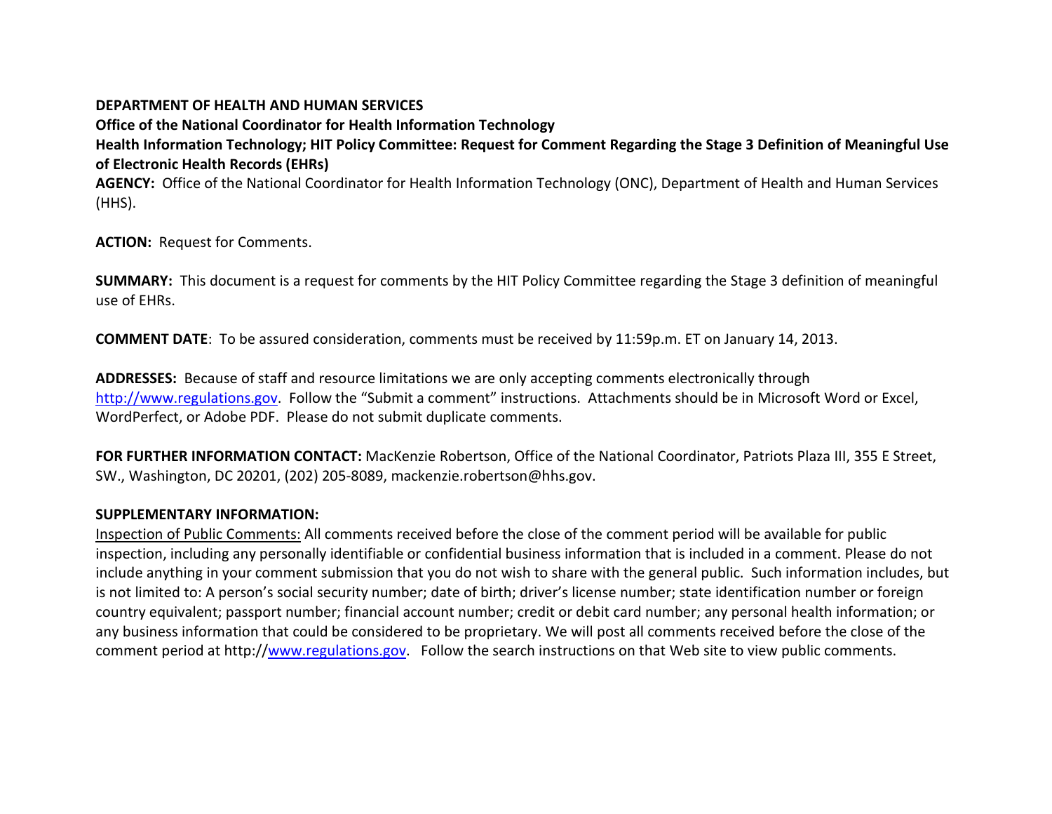**DEPARTMENT OF HEALTH AND HUMAN SERVICES**

**Office of the National Coordinator for Health Information Technology**

**Health Information Technology; HIT Policy Committee: Request for Comment Regarding the Stage 3 Definition of Meaningful Use of Electronic Health Records (EHRs)**

**AGENCY:** Office of the National Coordinator for Health Information Technology (ONC), Department of Health and Human Services (HHS).

**ACTION:** Request for Comments.

**SUMMARY:** This document is a request for comments by the HIT Policy Committee regarding the Stage 3 definition of meaningful use of EHRs.

**COMMENT DATE**: To be assured consideration, comments must be received by 11:59p.m. ET on January 14, 2013.

**ADDRESSES:** Because of staff and resource limitations we are only accepting comments electronically through http://www.regulations.gov. Follow the "Submit a comment" instructions. Attachments should be in Microsoft Word or Excel, WordPerfect, or Adobe PDF. Please do not submit duplicate comments.

**FOR FURTHER INFORMATION CONTACT:** MacKenzie Robertson, Office of the National Coordinator, Patriots Plaza III, 355 E Street, SW., Washington, DC 20201, (202) 205-8089, mackenzie.robertson@hhs.gov.

**SUPPLEMENTARY INFORMATION:**

Inspection of Public Comments: All comments received before the close of the comment period will be available for public inspection, including any personally identifiable or confidential business information that is included in a comment. Please do not include anything in your comment submission that you do not wish to share with the general public. Such information includes, but is not limited to: A person's social security number; date of birth; driver's license number; state identification number or foreign country equivalent; passport number; financial account number; credit or debit card number; any personal health information; or any business information that could be considered to be proprietary. We will post all comments received before the close of the comment period at http://www.regulations.gov. Follow the search instructions on that Web site to view public comments.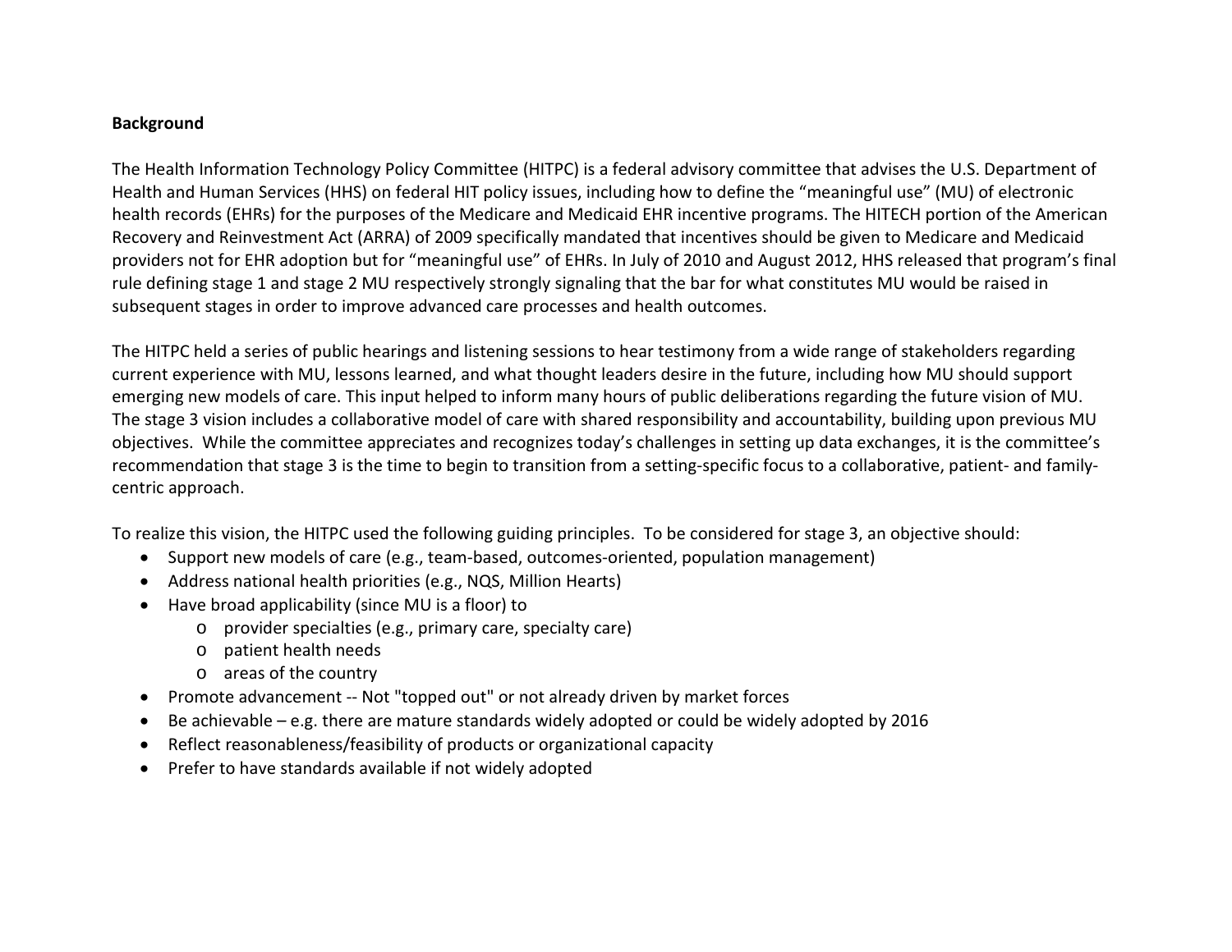**Background**

The Health Information Technology Policy Committee (HITPC) is a federal advisory committee that advises the U.S. Department of Health and Human Services (HHS) on federal HIT policy issues, including how to define the "meaningful use" (MU) of electronic health records (EHRs) for the purposes of the Medicare and Medicaid EHR incentive programs. The HITECH portion of the American Recovery and Reinvestment Act (ARRA) of 2009 specifically mandated that incentives should be given to Medicare and Medicaid providers not for EHR adoption but for "meaningful use" of EHRs. In July of 2010 and August 2012, HHS released that program's final rule defining stage 1 and stage 2 MU respectively strongly signaling that the bar for what constitutes MU would be raised in subsequent stages in order to improve advanced care processes and health outcomes.

The HITPC held a series of public hearings and listening sessions to hear testimony from a wide range of stakeholders regarding current experience with MU, lessons learned, and what thought leaders desire in the future, including how MU should support emerging new models of care. This input helped to inform many hours of public deliberations regarding the future vision of MU. The stage 3 vision includes a collaborative model of care with shared responsibility and accountability, building upon previous MU objectives. While the committee appreciates and recognizes today's challenges in setting up data exchanges, it is the committee's recommendation that stage 3 is the time to begin to transition from a setting-specific focus to a collaborative, patient- and family-centric approach.

To realize this vision, the HITPC used the following guiding principles. To be considered for stage 3, an objective should:

- Support new models of care (e.g., team-based, outcomes-oriented, population management)
- Address national health priorities (e.g., NQS, Million Hearts)
- Have broad applicability (since MU is a floor) to
    - provider specialties (e.g., primary care, specialty care)
    - patient health needs
    - areas of the country
- Promote advancement -- Not "topped out" or not already driven by market forces
- Be achievable – e.g. there are mature standards widely adopted or could be widely adopted by 2016
- Reflect reasonableness/feasibility of products or organizational capacity
- Prefer to have standards available if not widely adopted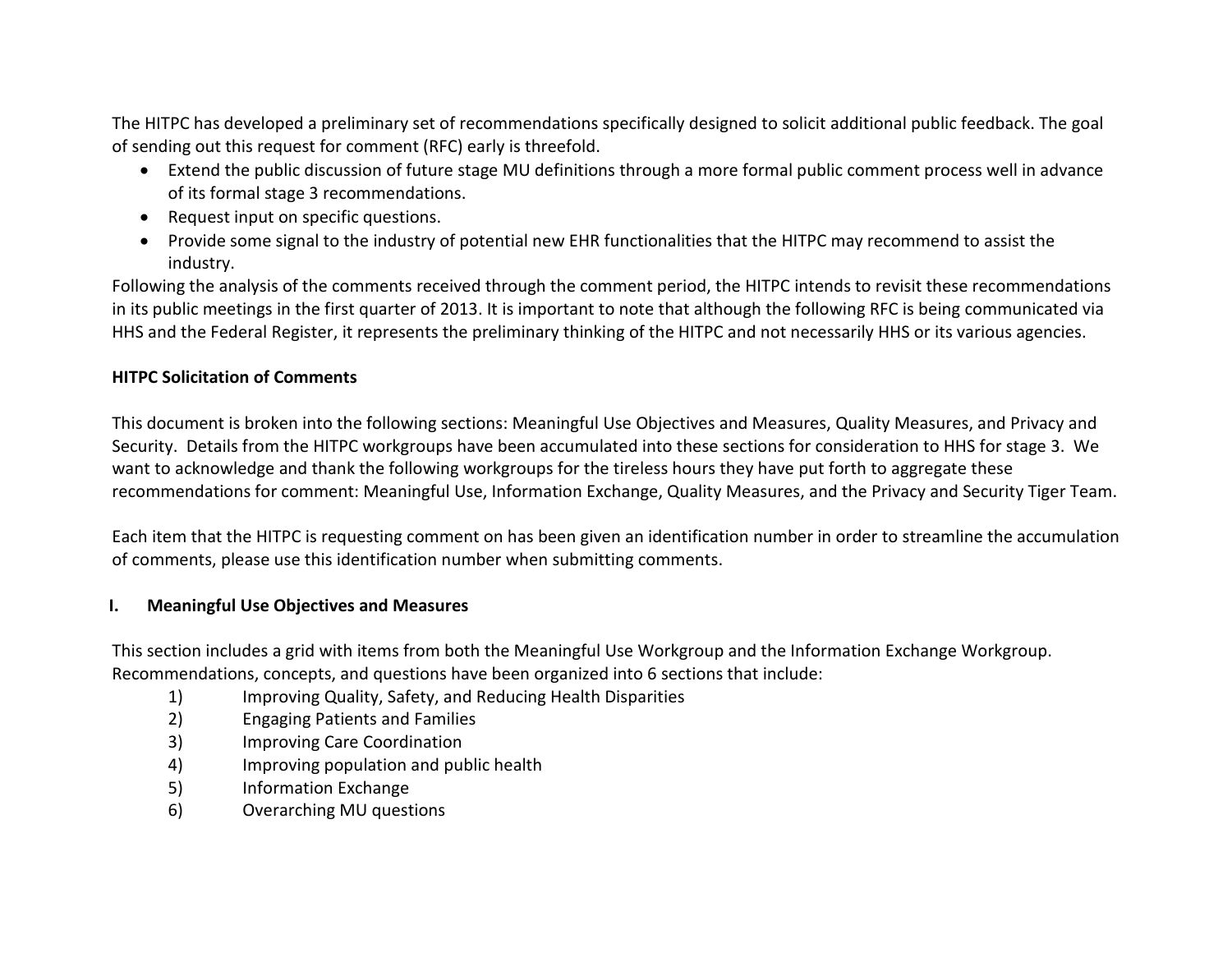The HITPC has developed a preliminary set of recommendations specifically designed to solicit additional public feedback. The goal of sending out this request for comment (RFC) early is threefold.

- Extend the public discussion of future stage MU definitions through a more formal public comment process well in advance of its formal stage 3 recommendations.
- Request input on specific questions.
- Provide some signal to the industry of potential new EHR functionalities that the HITPC may recommend to assist the industry.

Following the analysis of the comments received through the comment period, the HITPC intends to revisit these recommendations in its public meetings in the first quarter of 2013. It is important to note that although the following RFC is being communicated via HHS and the Federal Register, it represents the preliminary thinking of the HITPC and not necessarily HHS or its various agencies.

**HITPC Solicitation of Comments**

This document is broken into the following sections: Meaningful Use Objectives and Measures, Quality Measures, and Privacy and Security. Details from the HITPC workgroups have been accumulated into these sections for consideration to HHS for stage 3. We want to acknowledge and thank the following workgroups for the tireless hours they have put forth to aggregate these recommendations for comment: Meaningful Use, Information Exchange, Quality Measures, and the Privacy and Security Tiger Team.

Each item that the HITPC is requesting comment on has been given an identification number in order to streamline the accumulation of comments, please use this identification number when submitting comments.

## I. Meaningful Use Objectives and Measures

This section includes a grid with items from both the Meaningful Use Workgroup and the Information Exchange Workgroup. Recommendations, concepts, and questions have been organized into 6 sections that include:

1) Improving Quality, Safety, and Reducing Health Disparities
2) Engaging Patients and Families
3) Improving Care Coordination
4) Improving population and public health
5) Information Exchange
6) Overarching MU questions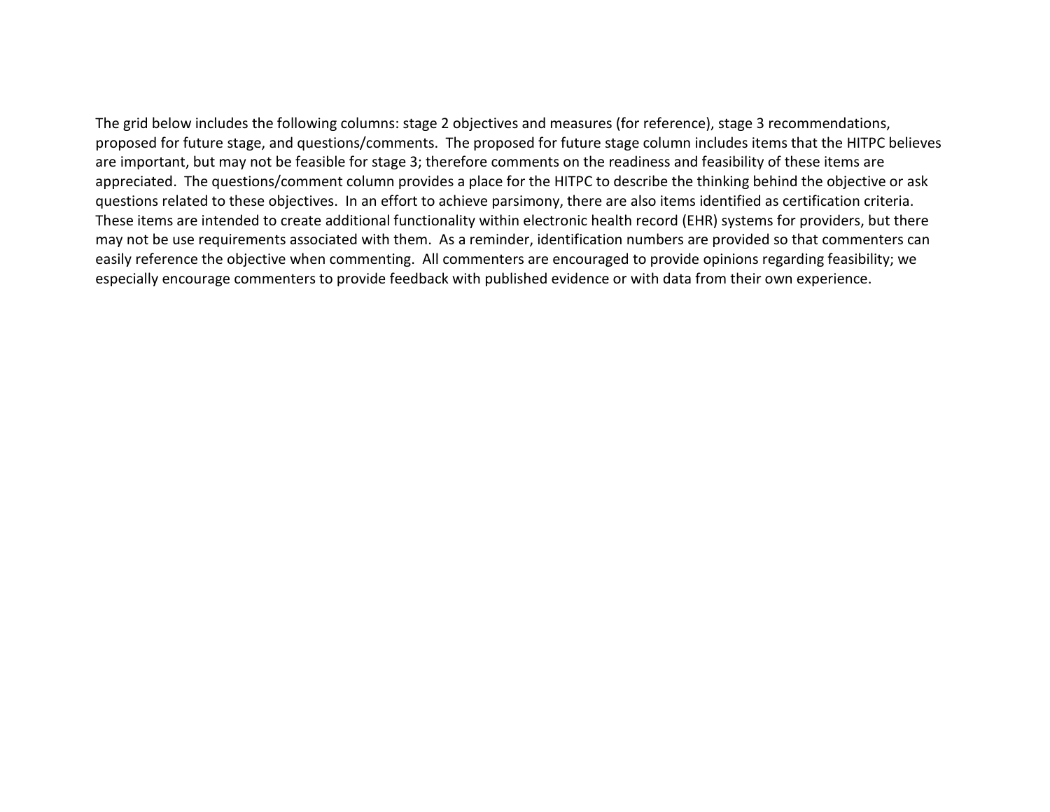The grid below includes the following columns: stage 2 objectives and measures (for reference), stage 3 recommendations, proposed for future stage, and questions/comments. The proposed for future stage column includes items that the HITPC believes are important, but may not be feasible for stage 3; therefore comments on the readiness and feasibility of these items are appreciated. The questions/comment column provides a place for the HITPC to describe the thinking behind the objective or ask questions related to these objectives. In an effort to achieve parsimony, there are also items identified as certification criteria. These items are intended to create additional functionality within electronic health record (EHR) systems for providers, but there may not be use requirements associated with them. As a reminder, identification numbers are provided so that commenters can easily reference the objective when commenting. All commenters are encouraged to provide opinions regarding feasibility; we especially encourage commenters to provide feedback with published evidence or with data from their own experience.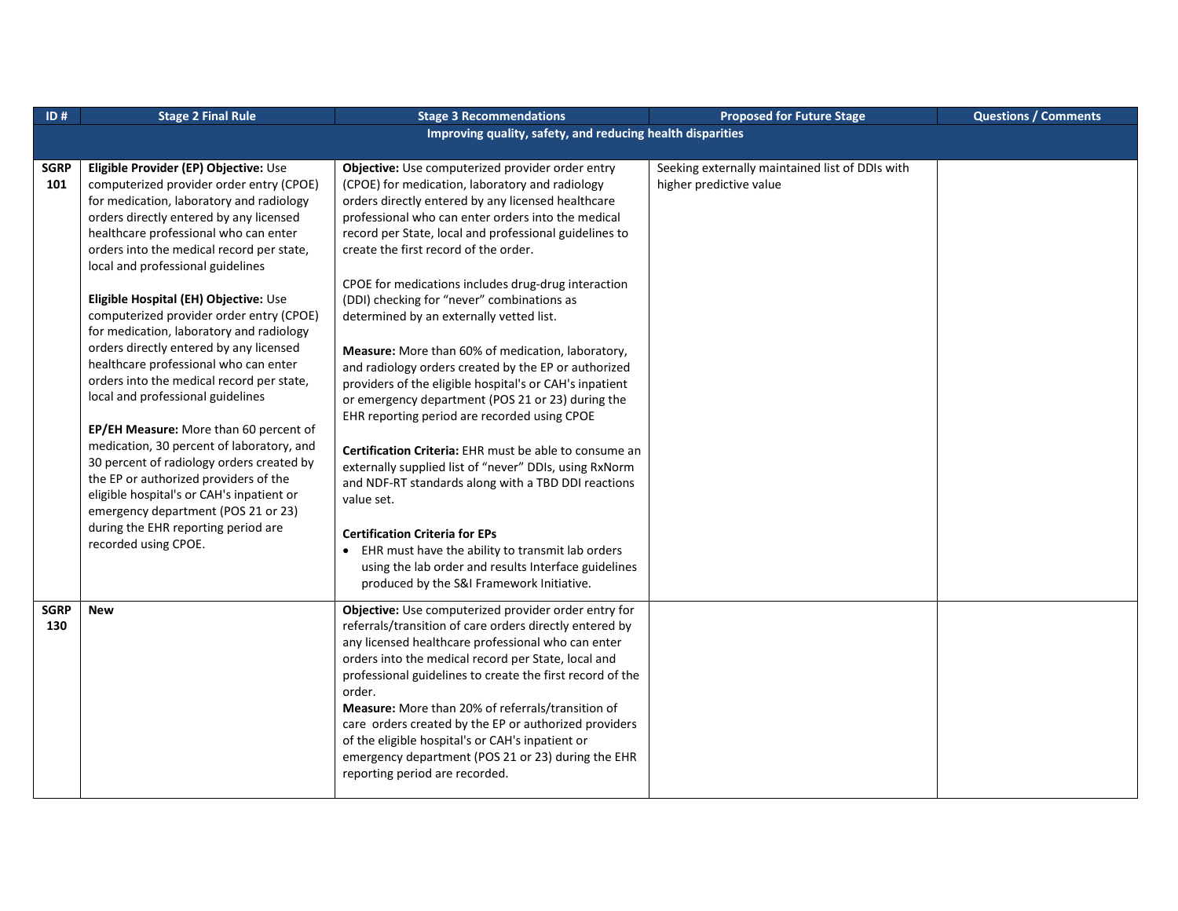| ID # | Stage 2 Final Rule | Stage 3 Recommendations | Proposed for Future Stage | Questions / Comments |
|---|---|---|---|---|
| **Improving quality, safety, and reducing health disparities** | | | | |
| **SGRP 101** | **Eligible Provider (EP) Objective:** Use computerized provider order entry (CPOE) for medication, laboratory and radiology orders directly entered by any licensed healthcare professional who can enter orders into the medical record per state, local and professional guidelines<br><br>**Eligible Hospital (EH) Objective:** Use computerized provider order entry (CPOE) for medication, laboratory and radiology orders directly entered by any licensed healthcare professional who can enter orders into the medical record per state, local and professional guidelines<br><br>**EP/EH Measure:** More than 60 percent of medication, 30 percent of laboratory, and 30 percent of radiology orders created by the EP or authorized providers of the eligible hospital's or CAH's inpatient or emergency department (POS 21 or 23) during the EHR reporting period are recorded using CPOE. | **Objective:** Use computerized provider order entry (CPOE) for medication, laboratory and radiology orders directly entered by any licensed healthcare professional who can enter orders into the medical record per State, local and professional guidelines to create the first record of the order.<br><br>CPOE for medications includes drug-drug interaction (DDI) checking for "never" combinations as determined by an externally vetted list.<br><br>**Measure:** More than 60% of medication, laboratory, and radiology orders created by the EP or authorized providers of the eligible hospital's or CAH's inpatient or emergency department (POS 21 or 23) during the EHR reporting period are recorded using CPOE<br><br>**Certification Criteria:** EHR must be able to consume an externally supplied list of "never" DDIs, using RxNorm and NDF-RT standards along with a TBD DDI reactions value set.<br><br>**Certification Criteria for EPs**<br>• EHR must have the ability to transmit lab orders using the lab order and results Interface guidelines produced by the S&I Framework Initiative. | Seeking externally maintained list of DDIs with higher predictive value | |
| **SGRP 130** | **New** | **Objective:** Use computerized provider order entry for referrals/transition of care orders directly entered by any licensed healthcare professional who can enter orders into the medical record per State, local and professional guidelines to create the first record of the order.<br>**Measure:** More than 20% of referrals/transition of care orders created by the EP or authorized providers of the eligible hospital's or CAH's inpatient or emergency department (POS 21 or 23) during the EHR reporting period are recorded. | | |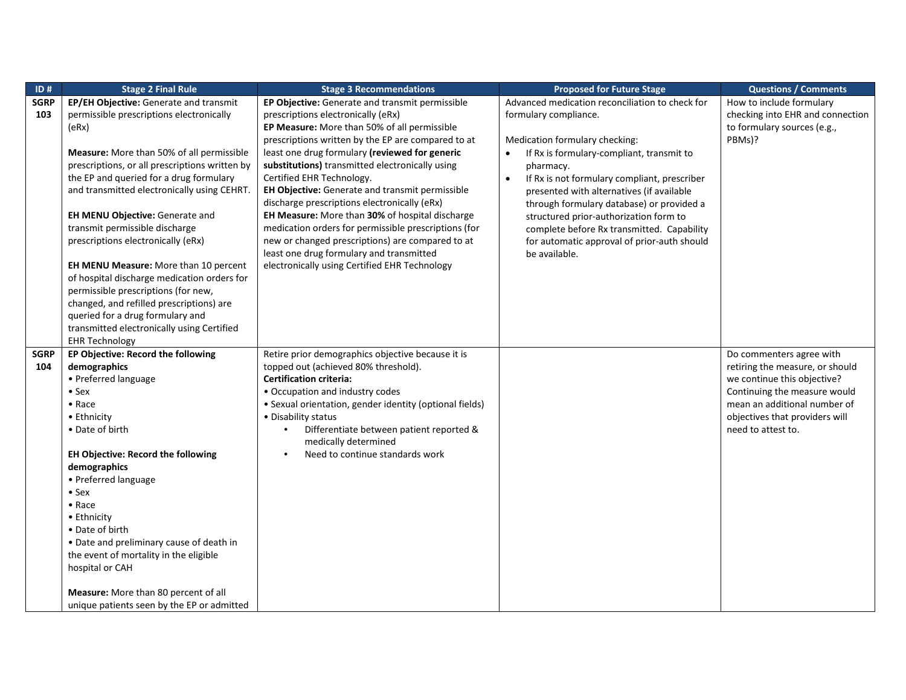| ID # | Stage 2 Final Rule | Stage 3 Recommendations | Proposed for Future Stage | Questions / Comments |
|---|---|---|---|---|
| **SGRP 103** | **EP/EH Objective:** Generate and transmit permissible prescriptions electronically (eRx)<br><br>**Measure:** More than 50% of all permissible prescriptions, or all prescriptions written by the EP and queried for a drug formulary and transmitted electronically using CEHRT.<br><br>**EH MENU Objective:** Generate and transmit permissible discharge prescriptions electronically (eRx)<br><br>**EH MENU Measure:** More than 10 percent of hospital discharge medication orders for permissible prescriptions (for new, changed, and refilled prescriptions) are queried for a drug formulary and transmitted electronically using Certified EHR Technology | **EP Objective:** Generate and transmit permissible prescriptions electronically (eRx)<br>**EP Measure:** More than 50% of all permissible prescriptions written by the EP are compared to at least one drug formulary **(reviewed for generic substitutions)** transmitted electronically using Certified EHR Technology.<br>**EH Objective:** Generate and transmit permissible discharge prescriptions electronically (eRx)<br>**EH Measure:** More than **30%** of hospital discharge medication orders for permissible prescriptions (for new or changed prescriptions) are compared to at least one drug formulary and transmitted electronically using Certified EHR Technology | Advanced medication reconciliation to check for formulary compliance.<br><br>Medication formulary checking:<br>• If Rx is formulary-compliant, transmit to pharmacy.<br>• If Rx is not formulary compliant, prescriber presented with alternatives (if available through formulary database) or provided a structured prior-authorization form to complete before Rx transmitted. Capability for automatic approval of prior-auth should be available. | How to include formulary checking into EHR and connection to formulary sources (e.g., PBMs)? |
| **SGRP 104** | **EP Objective: Record the following demographics**<br>• Preferred language<br>• Sex<br>• Race<br>• Ethnicity<br>• Date of birth<br><br>**EH Objective: Record the following demographics**<br>• Preferred language<br>• Sex<br>• Race<br>• Ethnicity<br>• Date of birth<br>• Date and preliminary cause of death in the event of mortality in the eligible hospital or CAH<br><br>**Measure:** More than 80 percent of all unique patients seen by the EP or admitted | Retire prior demographics objective because it is topped out (achieved 80% threshold).<br>**Certification criteria:**<br>• Occupation and industry codes<br>• Sexual orientation, gender identity (optional fields)<br>• Disability status<br>&nbsp;&nbsp;• Differentiate between patient reported & medically determined<br>&nbsp;&nbsp;• Need to continue standards work | | Do commenters agree with retiring the measure, or should we continue this objective? Continuing the measure would mean an additional number of objectives that providers will need to attest to. |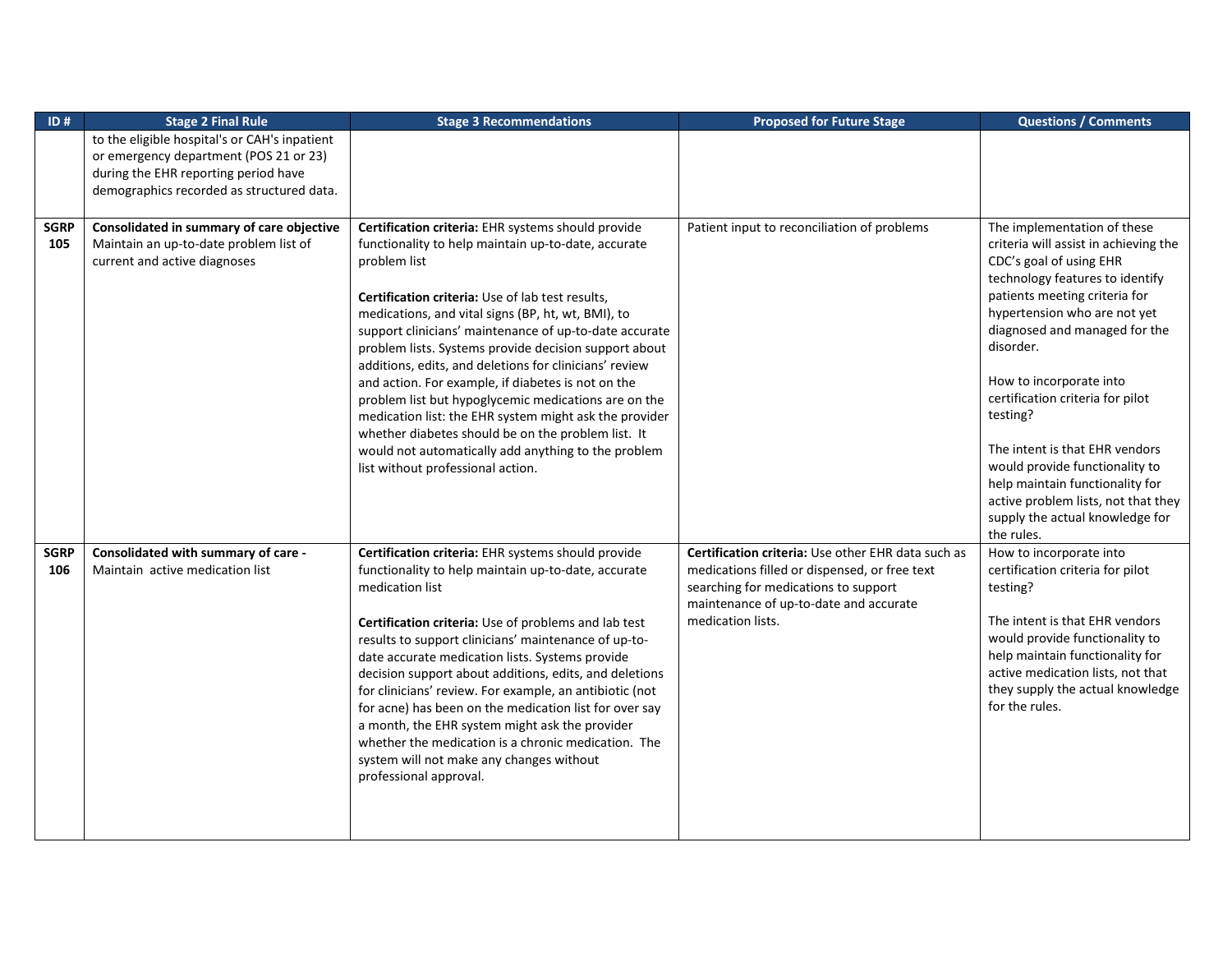| ID # | Stage 2 Final Rule | Stage 3 Recommendations | Proposed for Future Stage | Questions / Comments |
|---|---|---|---|---|
| | to the eligible hospital's or CAH's inpatient or emergency department (POS 21 or 23) during the EHR reporting period have demographics recorded as structured data. | | | |
| **SGRP 105** | **Consolidated in summary of care objective** Maintain an up-to-date problem list of current and active diagnoses | **Certification criteria:** EHR systems should provide functionality to help maintain up-to-date, accurate problem list<br><br>**Certification criteria:** Use of lab test results, medications, and vital signs (BP, ht, wt, BMI), to support clinicians' maintenance of up-to-date accurate problem lists. Systems provide decision support about additions, edits, and deletions for clinicians' review and action. For example, if diabetes is not on the problem list but hypoglycemic medications are on the medication list: the EHR system might ask the provider whether diabetes should be on the problem list. It would not automatically add anything to the problem list without professional action. | Patient input to reconciliation of problems | The implementation of these criteria will assist in achieving the CDC's goal of using EHR technology features to identify patients meeting criteria for hypertension who are not yet diagnosed and managed for the disorder.<br><br>How to incorporate into certification criteria for pilot testing?<br><br>The intent is that EHR vendors would provide functionality to help maintain functionality for active problem lists, not that they supply the actual knowledge for the rules. |
| **SGRP 106** | **Consolidated with summary of care -** Maintain active medication list | **Certification criteria:** EHR systems should provide functionality to help maintain up-to-date, accurate medication list<br><br>**Certification criteria:** Use of problems and lab test results to support clinicians' maintenance of up-to-date accurate medication lists. Systems provide decision support about additions, edits, and deletions for clinicians' review. For example, an antibiotic (not for acne) has been on the medication list for over say a month, the EHR system might ask the provider whether the medication is a chronic medication. The system will not make any changes without professional approval. | **Certification criteria:** Use other EHR data such as medications filled or dispensed, or free text searching for medications to support maintenance of up-to-date and accurate medication lists. | How to incorporate into certification criteria for pilot testing?<br><br>The intent is that EHR vendors would provide functionality to help maintain functionality for active medication lists, not that they supply the actual knowledge for the rules. |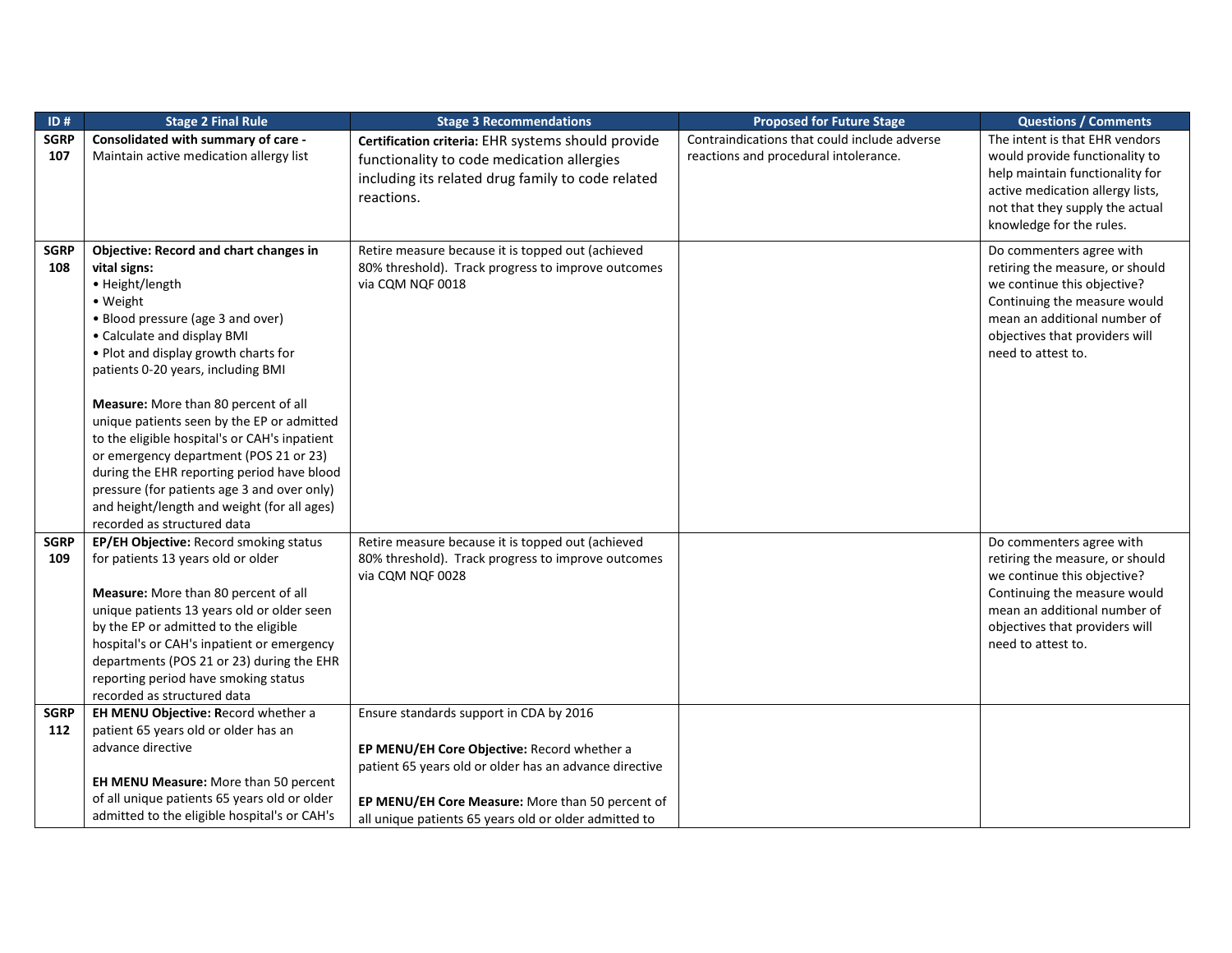| ID # | Stage 2 Final Rule | Stage 3 Recommendations | Proposed for Future Stage | Questions / Comments |
|---|---|---|---|---|
| SGRP 107 | **Consolidated with summary of care -** Maintain active medication allergy list | **Certification criteria:** EHR systems should provide functionality to code medication allergies including its related drug family to code related reactions. | Contraindications that could include adverse reactions and procedural intolerance. | The intent is that EHR vendors would provide functionality to help maintain functionality for active medication allergy lists, not that they supply the actual knowledge for the rules. |
| SGRP 108 | **Objective: Record and chart changes in vital signs:**<br>• Height/length<br>• Weight<br>• Blood pressure (age 3 and over)<br>• Calculate and display BMI<br>• Plot and display growth charts for patients 0-20 years, including BMI<br><br>**Measure:** More than 80 percent of all unique patients seen by the EP or admitted to the eligible hospital's or CAH's inpatient or emergency department (POS 21 or 23) during the EHR reporting period have blood pressure (for patients age 3 and over only) and height/length and weight (for all ages) recorded as structured data | Retire measure because it is topped out (achieved 80% threshold). Track progress to improve outcomes via CQM NQF 0018 | | Do commenters agree with retiring the measure, or should we continue this objective? Continuing the measure would mean an additional number of objectives that providers will need to attest to. |
| SGRP 109 | **EP/EH Objective:** Record smoking status for patients 13 years old or older<br><br>**Measure:** More than 80 percent of all unique patients 13 years old or older seen by the EP or admitted to the eligible hospital's or CAH's inpatient or emergency departments (POS 21 or 23) during the EHR reporting period have smoking status recorded as structured data | Retire measure because it is topped out (achieved 80% threshold). Track progress to improve outcomes via CQM NQF 0028 | | Do commenters agree with retiring the measure, or should we continue this objective? Continuing the measure would mean an additional number of objectives that providers will need to attest to. |
| SGRP 112 | **EH MENU Objective: R**ecord whether a patient 65 years old or older has an advance directive<br><br>**EH MENU Measure:** More than 50 percent of all unique patients 65 years old or older admitted to the eligible hospital's or CAH's | Ensure standards support in CDA by 2016<br><br>**EP MENU/EH Core Objective:** Record whether a patient 65 years old or older has an advance directive<br><br>**EP MENU/EH Core Measure:** More than 50 percent of all unique patients 65 years old or older admitted to | | |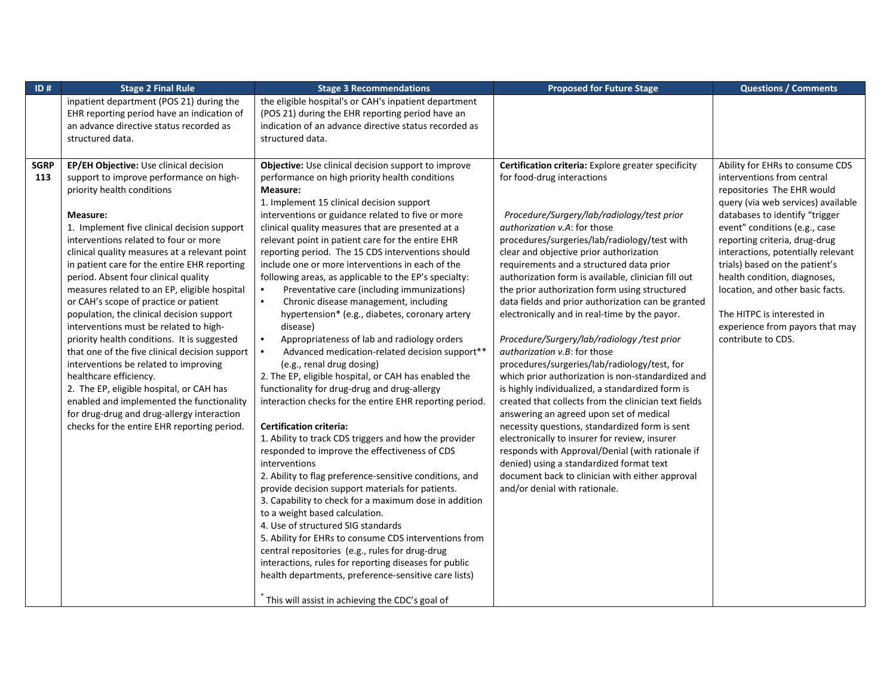| ID # | Stage 2 Final Rule | Stage 3 Recommendations | Proposed for Future Stage | Questions / Comments |
|---|---|---|---|---|
| | inpatient department (POS 21) during the EHR reporting period have an indication of an advance directive status recorded as structured data. | the eligible hospital's or CAH's inpatient department (POS 21) during the EHR reporting period have an indication of an advance directive status recorded as structured data. | | |
| **SGRP 113** | **EP/EH Objective:** Use clinical decision support to improve performance on high-priority health conditions<br><br>**Measure:**<br>1. Implement five clinical decision support interventions related to four or more clinical quality measures at a relevant point in patient care for the entire EHR reporting period. Absent four clinical quality measures related to an EP, eligible hospital or CAH's scope of practice or patient population, the clinical decision support interventions must be related to high-priority health conditions. It is suggested that one of the five clinical decision support interventions be related to improving healthcare efficiency.<br>2. The EP, eligible hospital, or CAH has enabled and implemented the functionality for drug-drug and drug-allergy interaction checks for the entire EHR reporting period. | **Objective:** Use clinical decision support to improve performance on high priority health conditions<br>**Measure:**<br>1. Implement 15 clinical decision support interventions or guidance related to five or more clinical quality measures that are presented at a relevant point in patient care for the entire EHR reporting period. The 15 CDS interventions should include one or more interventions in each of the following areas, as applicable to the EP's specialty:<br>• Preventative care (including immunizations)<br>• Chronic disease management, including hypertension* (e.g., diabetes, coronary artery disease)<br>• Appropriateness of lab and radiology orders<br>• Advanced medication-related decision support** (e.g., renal drug dosing)<br>2. The EP, eligible hospital, or CAH has enabled the functionality for drug-drug and drug-allergy interaction checks for the entire EHR reporting period.<br><br>**Certification criteria:**<br>1. Ability to track CDS triggers and how the provider responded to improve the effectiveness of CDS interventions<br>2. Ability to flag preference-sensitive conditions, and provide decision support materials for patients.<br>3. Capability to check for a maximum dose in addition to a weight based calculation.<br>4. Use of structured SIG standards<br>5. Ability for EHRs to consume CDS interventions from central repositories (e.g., rules for drug-drug interactions, rules for reporting diseases for public health departments, preference-sensitive care lists)<br><br>* This will assist in achieving the CDC's goal of | **Certification criteria:** Explore greater specificity for food-drug interactions<br><br>*Procedure/Surgery/lab/radiology/test prior authorization v.A*: for those procedures/surgeries/lab/radiology/test with clear and objective prior authorization requirements and a structured data prior authorization form is available, clinician fill out the prior authorization form using structured data fields and prior authorization can be granted electronically and in real-time by the payor.<br><br>*Procedure/Surgery/lab/radiology /test prior authorization v.B*: for those procedures/surgeries/lab/radiology/test, for which prior authorization is non-standardized and is highly individualized, a standardized form is created that collects from the clinician text fields answering an agreed upon set of medical necessity questions, standardized form is sent electronically to insurer for review, insurer responds with Approval/Denial (with rationale if denied) using a standardized format text document back to clinician with either approval and/or denial with rationale. | Ability for EHRs to consume CDS interventions from central repositories The EHR would query (via web services) available databases to identify "trigger event" conditions (e.g., case reporting criteria, drug-drug interactions, potentially relevant trials) based on the patient's health condition, diagnoses, location, and other basic facts.<br><br>The HITPC is interested in experience from payors that may contribute to CDS. |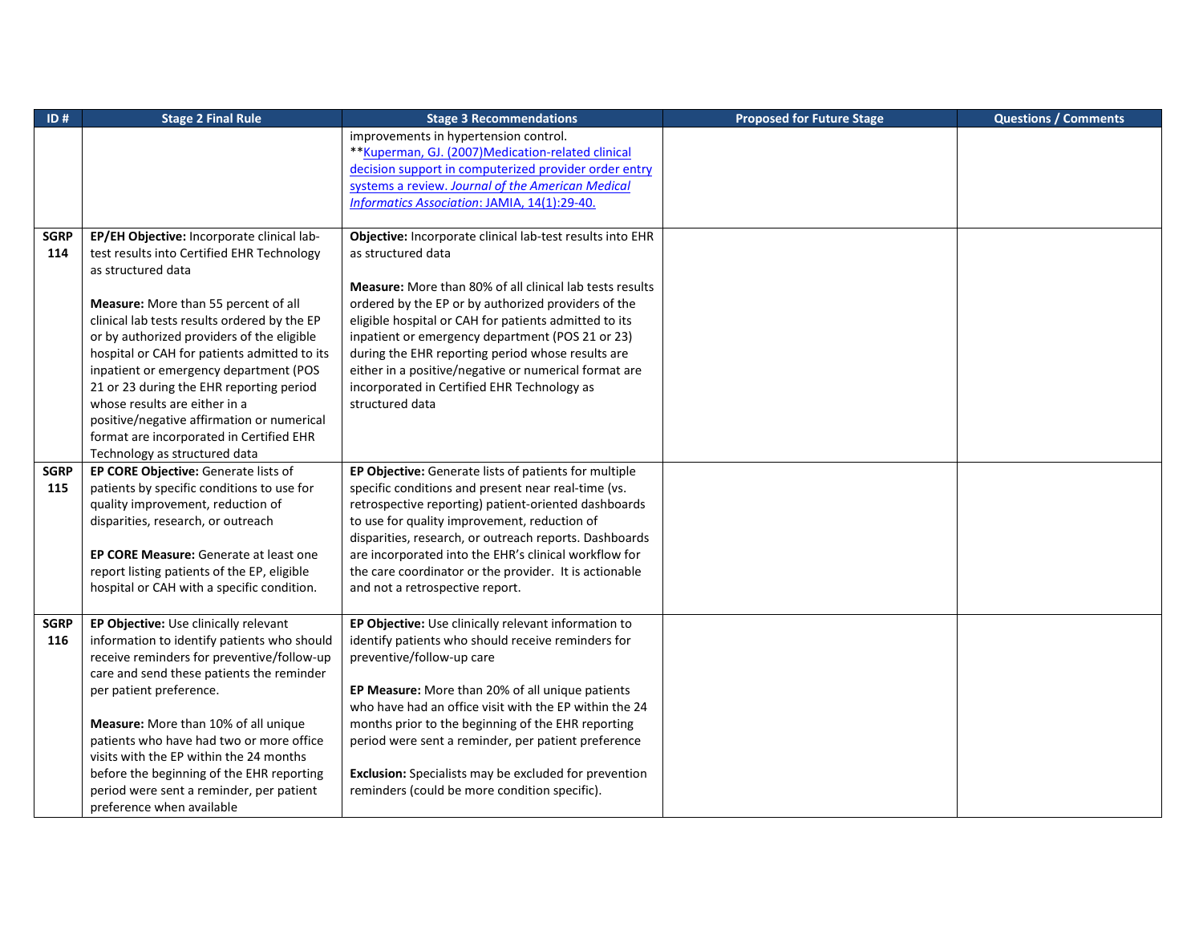| ID # | Stage 2 Final Rule | Stage 3 Recommendations | Proposed for Future Stage | Questions / Comments |
|---|---|---|---|---|
| | | improvements in hypertension control.<br>**[Kuperman, GJ. (2007)Medication-related clinical decision support in computerized provider order entry systems a review. *Journal of the American Medical Informatics Association*: JAMIA, 14(1):29-40.] | | |
| **SGRP 114** | **EP/EH Objective:** Incorporate clinical lab-test results into Certified EHR Technology as structured data<br><br>**Measure:** More than 55 percent of all clinical lab tests results ordered by the EP or by authorized providers of the eligible hospital or CAH for patients admitted to its inpatient or emergency department (POS 21 or 23 during the EHR reporting period whose results are either in a positive/negative affirmation or numerical format are incorporated in Certified EHR Technology as structured data | **Objective:** Incorporate clinical lab-test results into EHR as structured data<br><br>**Measure:** More than 80% of all clinical lab tests results ordered by the EP or by authorized providers of the eligible hospital or CAH for patients admitted to its inpatient or emergency department (POS 21 or 23) during the EHR reporting period whose results are either in a positive/negative or numerical format are incorporated in Certified EHR Technology as structured data | | |
| **SGRP 115** | **EP CORE Objective:** Generate lists of patients by specific conditions to use for quality improvement, reduction of disparities, research, or outreach<br><br>**EP CORE Measure:** Generate at least one report listing patients of the EP, eligible hospital or CAH with a specific condition. | **EP Objective:** Generate lists of patients for multiple specific conditions and present near real-time (vs. retrospective reporting) patient-oriented dashboards to use for quality improvement, reduction of disparities, research, or outreach reports. Dashboards are incorporated into the EHR's clinical workflow for the care coordinator or the provider. It is actionable and not a retrospective report. | | |
| **SGRP 116** | **EP Objective:** Use clinically relevant information to identify patients who should receive reminders for preventive/follow-up care and send these patients the reminder per patient preference.<br><br>**Measure:** More than 10% of all unique patients who have had two or more office visits with the EP within the 24 months before the beginning of the EHR reporting period were sent a reminder, per patient preference when available | **EP Objective:** Use clinically relevant information to identify patients who should receive reminders for preventive/follow-up care<br><br>**EP Measure:** More than 20% of all unique patients who have had an office visit with the EP within the 24 months prior to the beginning of the EHR reporting period were sent a reminder, per patient preference<br><br>**Exclusion:** Specialists may be excluded for prevention reminders (could be more condition specific). | | |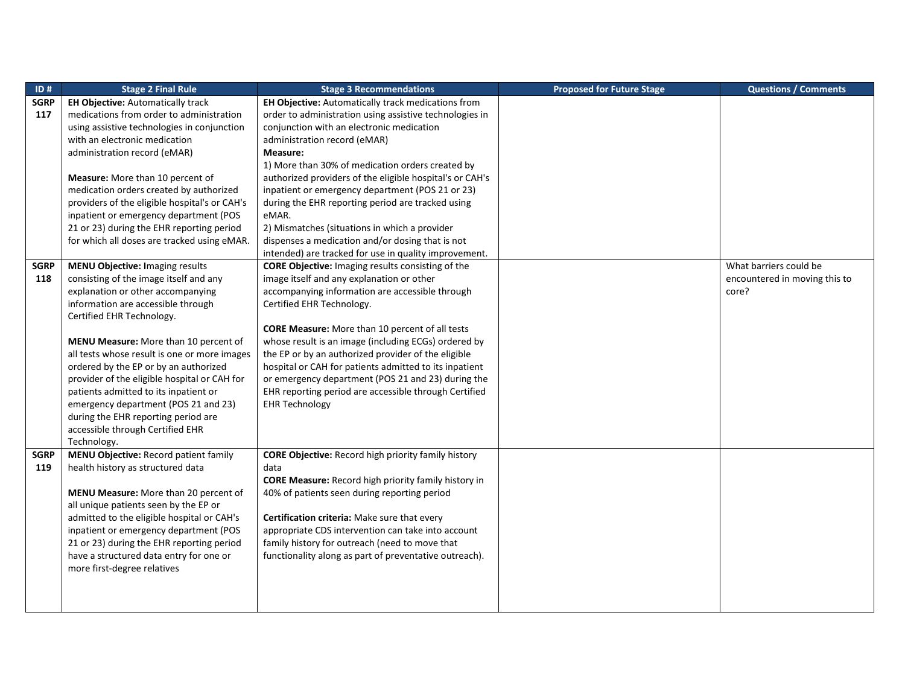| ID # | Stage 2 Final Rule | Stage 3 Recommendations | Proposed for Future Stage | Questions / Comments |
|---|---|---|---|---|
| SGRP 117 | **EH Objective:** Automatically track medications from order to administration using assistive technologies in conjunction with an electronic medication administration record (eMAR)<br><br>**Measure:** More than 10 percent of medication orders created by authorized providers of the eligible hospital's or CAH's inpatient or emergency department (POS 21 or 23) during the EHR reporting period for which all doses are tracked using eMAR. | **EH Objective:** Automatically track medications from order to administration using assistive technologies in conjunction with an electronic medication administration record (eMAR)<br>**Measure:**<br>1) More than 30% of medication orders created by authorized providers of the eligible hospital's or CAH's inpatient or emergency department (POS 21 or 23) during the EHR reporting period are tracked using eMAR.<br>2) Mismatches (situations in which a provider dispenses a medication and/or dosing that is not intended) are tracked for use in quality improvement. | | |
| SGRP 118 | **MENU Objective: I**maging results consisting of the image itself and any explanation or other accompanying information are accessible through Certified EHR Technology.<br><br>**MENU Measure:** More than 10 percent of all tests whose result is one or more images ordered by the EP or by an authorized provider of the eligible hospital or CAH for patients admitted to its inpatient or emergency department (POS 21 and 23) during the EHR reporting period are accessible through Certified EHR Technology. | **CORE Objective:** Imaging results consisting of the image itself and any explanation or other accompanying information are accessible through Certified EHR Technology.<br><br>**CORE Measure:** More than 10 percent of all tests whose result is an image (including ECGs) ordered by the EP or by an authorized provider of the eligible hospital or CAH for patients admitted to its inpatient or emergency department (POS 21 and 23) during the EHR reporting period are accessible through Certified EHR Technology | | What barriers could be encountered in moving this to core? |
| SGRP 119 | **MENU Objective:** Record patient family health history as structured data<br><br>**MENU Measure:** More than 20 percent of all unique patients seen by the EP or admitted to the eligible hospital or CAH's inpatient or emergency department (POS 21 or 23) during the EHR reporting period have a structured data entry for one or more first-degree relatives | **CORE Objective:** Record high priority family history data<br>**CORE Measure:** Record high priority family history in 40% of patients seen during reporting period<br><br>**Certification criteria:** Make sure that every appropriate CDS intervention can take into account family history for outreach (need to move that functionality along as part of preventative outreach). | | |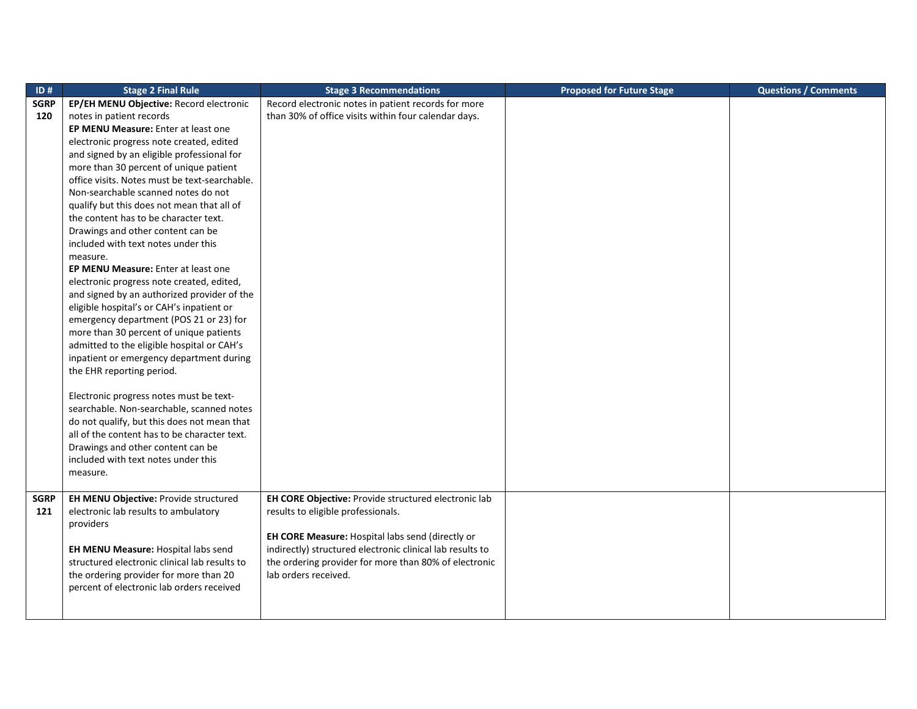| ID # | Stage 2 Final Rule | Stage 3 Recommendations | Proposed for Future Stage | Questions / Comments |
| --- | --- | --- | --- | --- |
| SGRP 120 | **EP/EH MENU Objective:** Record electronic notes in patient records<br>**EP MENU Measure:** Enter at least one electronic progress note created, edited and signed by an eligible professional for more than 30 percent of unique patient office visits. Notes must be text-searchable. Non-searchable scanned notes do not qualify but this does not mean that all of the content has to be character text. Drawings and other content can be included with text notes under this measure.<br>**EP MENU Measure:** Enter at least one electronic progress note created, edited, and signed by an authorized provider of the eligible hospital's or CAH's inpatient or emergency department (POS 21 or 23) for more than 30 percent of unique patients admitted to the eligible hospital or CAH's inpatient or emergency department during the EHR reporting period.<br><br>Electronic progress notes must be text-searchable. Non-searchable, scanned notes do not qualify, but this does not mean that all of the content has to be character text. Drawings and other content can be included with text notes under this measure. | Record electronic notes in patient records for more than 30% of office visits within four calendar days. | | |
| SGRP 121 | **EH MENU Objective:** Provide structured electronic lab results to ambulatory providers<br><br>**EH MENU Measure:** Hospital labs send structured electronic clinical lab results to the ordering provider for more than 20 percent of electronic lab orders received | **EH CORE Objective:** Provide structured electronic lab results to eligible professionals.<br><br>**EH CORE Measure:** Hospital labs send (directly or indirectly) structured electronic clinical lab results to the ordering provider for more than 80% of electronic lab orders received. | | |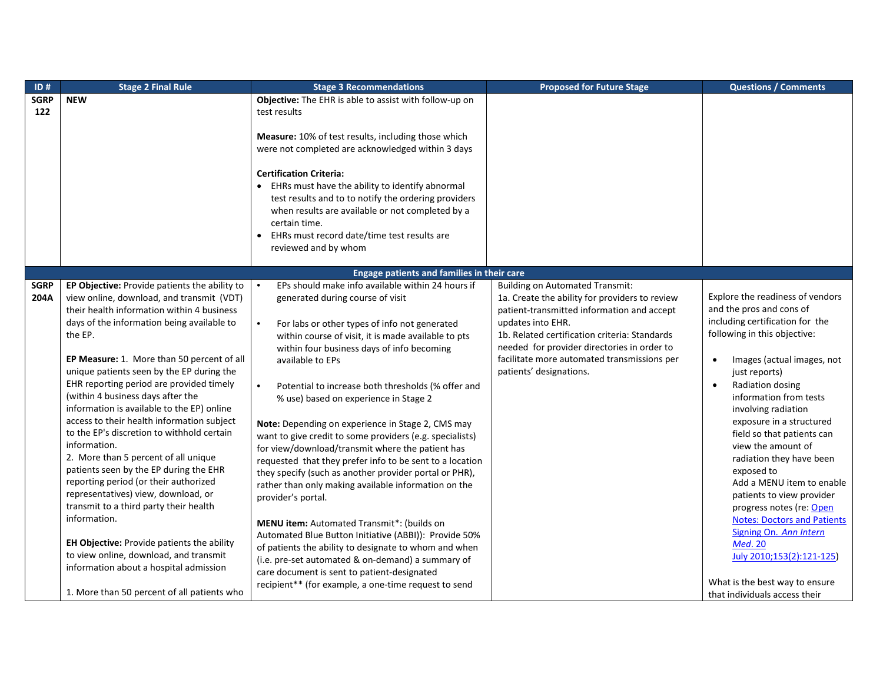| ID # | Stage 2 Final Rule | Stage 3 Recommendations | Proposed for Future Stage | Questions / Comments |
|---|---|---|---|---|
| SGRP 122 | **NEW** | **Objective:** The EHR is able to assist with follow-up on test results<br><br>**Measure:** 10% of test results, including those which were not completed are acknowledged within 3 days<br><br>**Certification Criteria:**<br>• EHRs must have the ability to identify abnormal test results and to to notify the ordering providers when results are available or not completed by a certain time.<br>• EHRs must record date/time test results are reviewed and by whom | | |
| | | **Engage patients and families in their care** | | |
| SGRP 204A | **EP Objective:** Provide patients the ability to view online, download, and transmit (VDT) their health information within 4 business days of the information being available to the EP.<br><br>**EP Measure:** 1. More than 50 percent of all unique patients seen by the EP during the EHR reporting period are provided timely (within 4 business days after the information is available to the EP) online access to their health information subject to the EP's discretion to withhold certain information.<br>2. More than 5 percent of all unique patients seen by the EP during the EHR reporting period (or their authorized representatives) view, download, or transmit to a third party their health information.<br><br>**EH Objective:** Provide patients the ability to view online, download, and transmit information about a hospital admission<br><br>1. More than 50 percent of all patients who | • EPs should make info available within 24 hours if generated during course of visit<br><br>• For labs or other types of info not generated within course of visit, it is made available to pts within four business days of info becoming available to EPs<br><br>• Potential to increase both thresholds (% offer and % use) based on experience in Stage 2<br><br>**Note:** Depending on experience in Stage 2, CMS may want to give credit to some providers (e.g. specialists) for view/download/transmit where the patient has requested that they prefer info to be sent to a location they specify (such as another provider portal or PHR), rather than only making available information on the provider's portal.<br><br>**MENU item:** Automated Transmit*: (builds on Automated Blue Button Initiative (ABBI)): Provide 50% of patients the ability to designate to whom and when (i.e. pre-set automated & on-demand) a summary of care document is sent to patient-designated recipient** (for example, a one-time request to send | Building on Automated Transmit:<br>1a. Create the ability for providers to review patient-transmitted information and accept updates into EHR.<br>1b. Related certification criteria: Standards needed for provider directories in order to facilitate more automated transmissions per patients' designations. | Explore the readiness of vendors and the pros and cons of including certification for the following in this objective:<br><br>• Images (actual images, not just reports)<br>• Radiation dosing information from tests involving radiation exposure in a structured field so that patients can view the amount of radiation they have been exposed to<br>Add a MENU item to enable patients to view provider progress notes (re: Open Notes: Doctors and Patients Signing On. *Ann Intern Med*. 20 July 2010;153(2):121-125)<br><br>What is the best way to ensure that individuals access their |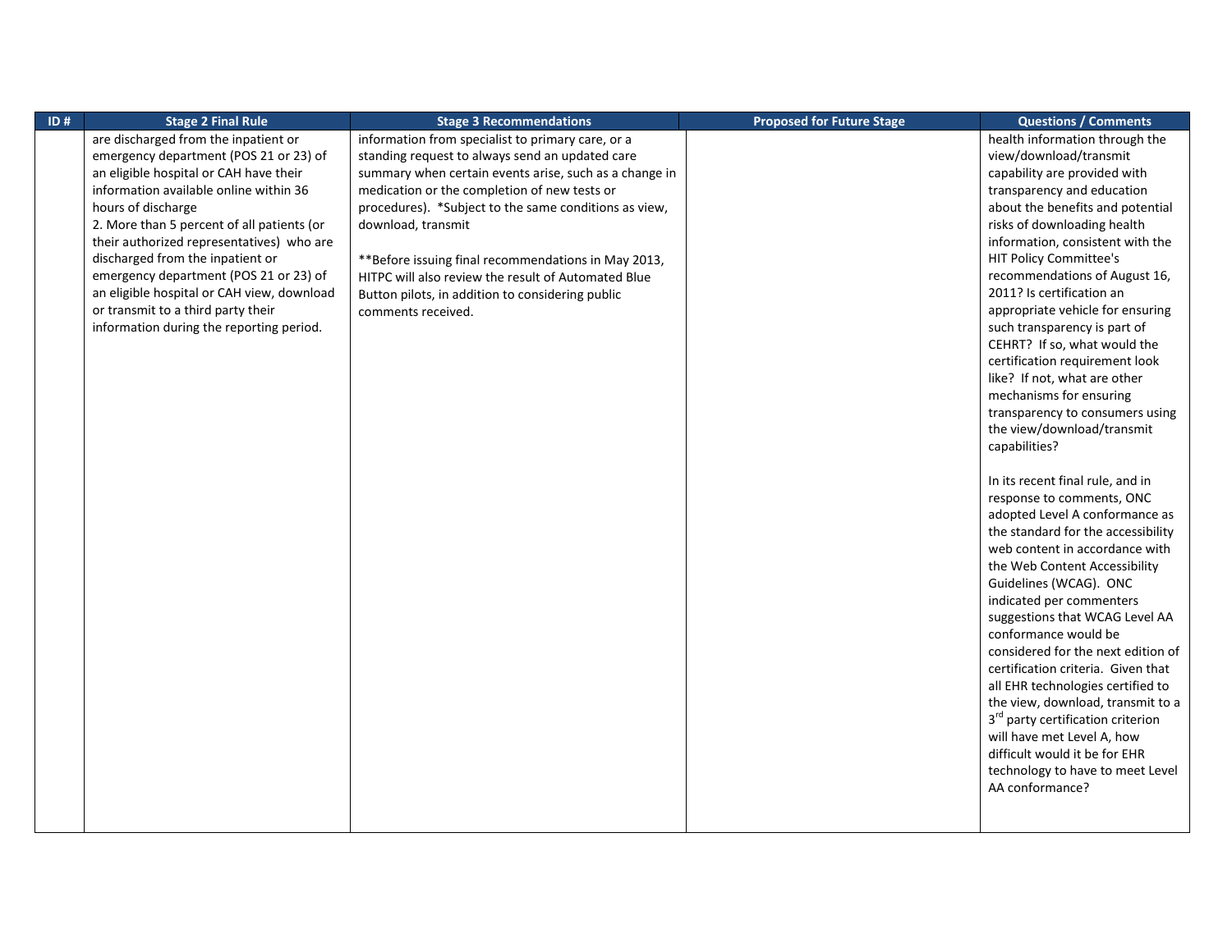| ID # | Stage 2 Final Rule | Stage 3 Recommendations | Proposed for Future Stage | Questions / Comments |
|---|---|---|---|---|
| | are discharged from the inpatient or emergency department (POS 21 or 23) of an eligible hospital or CAH have their information available online within 36 hours of discharge<br>2. More than 5 percent of all patients (or their authorized representatives) who are discharged from the inpatient or emergency department (POS 21 or 23) of an eligible hospital or CAH view, download or transmit to a third party their information during the reporting period. | information from specialist to primary care, or a standing request to always send an updated care summary when certain events arise, such as a change in medication or the completion of new tests or procedures). *Subject to the same conditions as view, download, transmit<br><br>**Before issuing final recommendations in May 2013, HITPC will also review the result of Automated Blue Button pilots, in addition to considering public comments received. | | health information through the view/download/transmit capability are provided with transparency and education about the benefits and potential risks of downloading health information, consistent with the HIT Policy Committee's recommendations of August 16, 2011? Is certification an appropriate vehicle for ensuring such transparency is part of CEHRT? If so, what would the certification requirement look like? If not, what are other mechanisms for ensuring transparency to consumers using the view/download/transmit capabilities?<br><br>In its recent final rule, and in response to comments, ONC adopted Level A conformance as the standard for the accessibility web content in accordance with the Web Content Accessibility Guidelines (WCAG). ONC indicated per commenters suggestions that WCAG Level AA conformance would be considered for the next edition of certification criteria. Given that all EHR technologies certified to the view, download, transmit to a 3rd party certification criterion will have met Level A, how difficult would it be for EHR technology to have to meet Level AA conformance? |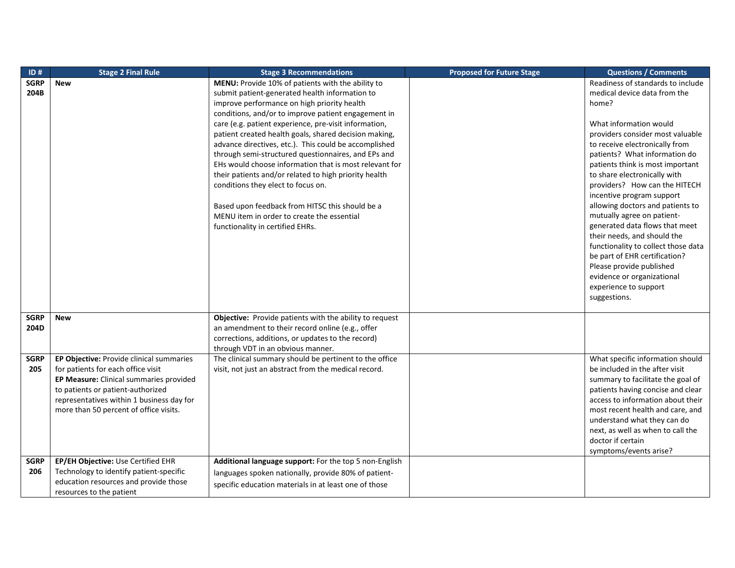| ID # | Stage 2 Final Rule | Stage 3 Recommendations | Proposed for Future Stage | Questions / Comments |
|---|---|---|---|---|
| **SGRP 204B** | **New** | **MENU:** Provide 10% of patients with the ability to submit patient-generated health information to improve performance on high priority health conditions, and/or to improve patient engagement in care (e.g. patient experience, pre-visit information, patient created health goals, shared decision making, advance directives, etc.). This could be accomplished through semi-structured questionnaires, and EPs and EHs would choose information that is most relevant for their patients and/or related to high priority health conditions they elect to focus on.<br><br>Based upon feedback from HITSC this should be a MENU item in order to create the essential functionality in certified EHRs. | | Readiness of standards to include medical device data from the home?<br><br>What information would providers consider most valuable to receive electronically from patients? What information do patients think is most important to share electronically with providers? How can the HITECH incentive program support allowing doctors and patients to mutually agree on patient-generated data flows that meet their needs, and should the functionality to collect those data be part of EHR certification? Please provide published evidence or organizational experience to support suggestions. |
| **SGRP 204D** | **New** | **Objective:** Provide patients with the ability to request an amendment to their record online (e.g., offer corrections, additions, or updates to the record) through VDT in an obvious manner. | | |
| **SGRP 205** | **EP Objective:** Provide clinical summaries for patients for each office visit<br>**EP Measure:** Clinical summaries provided to patients or patient-authorized representatives within 1 business day for more than 50 percent of office visits. | The clinical summary should be pertinent to the office visit, not just an abstract from the medical record. | | What specific information should be included in the after visit summary to facilitate the goal of patients having concise and clear access to information about their most recent health and care, and understand what they can do next, as well as when to call the doctor if certain symptoms/events arise? |
| **SGRP 206** | **EP/EH Objective:** Use Certified EHR Technology to identify patient-specific education resources and provide those resources to the patient | **Additional language support:** For the top 5 non-English languages spoken nationally, provide 80% of patient-specific education materials in at least one of those | | |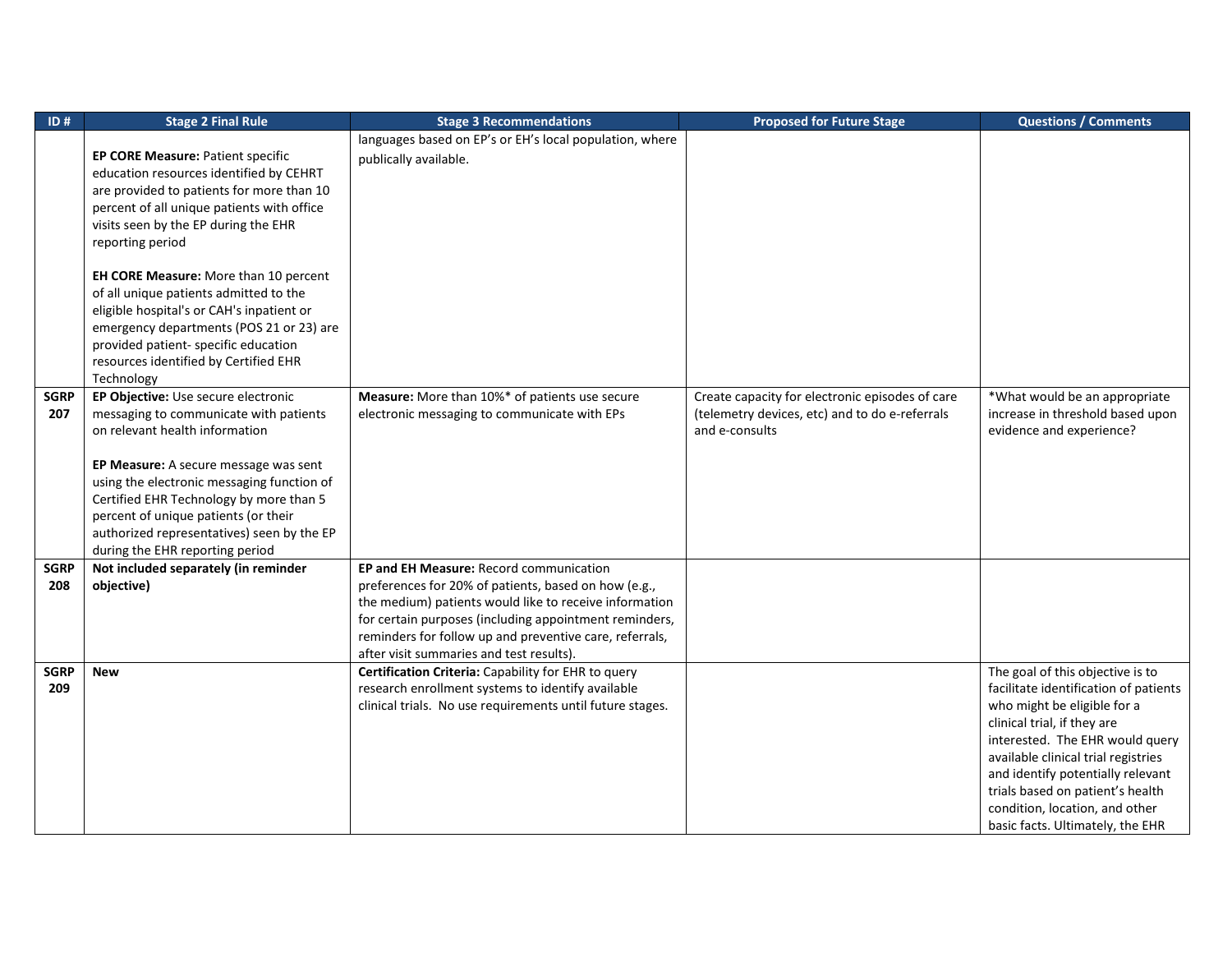| ID # | Stage 2 Final Rule | Stage 3 Recommendations | Proposed for Future Stage | Questions / Comments |
|---|---|---|---|---|
| | **EP CORE Measure:** Patient specific education resources identified by CEHRT are provided to patients for more than 10 percent of all unique patients with office visits seen by the EP during the EHR reporting period<br><br>**EH CORE Measure:** More than 10 percent of all unique patients admitted to the eligible hospital's or CAH's inpatient or emergency departments (POS 21 or 23) are provided patient- specific education resources identified by Certified EHR Technology | languages based on EP's or EH's local population, where publically available. | | |
| **SGRP 207** | **EP Objective:** Use secure electronic messaging to communicate with patients on relevant health information<br><br>**EP Measure:** A secure message was sent using the electronic messaging function of Certified EHR Technology by more than 5 percent of unique patients (or their authorized representatives) seen by the EP during the EHR reporting period | **Measure:** More than 10%* of patients use secure electronic messaging to communicate with EPs | Create capacity for electronic episodes of care (telemetry devices, etc) and to do e-referrals and e-consults | *What would be an appropriate increase in threshold based upon evidence and experience? |
| **SGRP 208** | **Not included separately (in reminder objective)** | **EP and EH Measure:** Record communication preferences for 20% of patients, based on how (e.g., the medium) patients would like to receive information for certain purposes (including appointment reminders, reminders for follow up and preventive care, referrals, after visit summaries and test results). | | |
| **SGRP 209** | **New** | **Certification Criteria:** Capability for EHR to query research enrollment systems to identify available clinical trials. No use requirements until future stages. | | The goal of this objective is to facilitate identification of patients who might be eligible for a clinical trial, if they are interested. The EHR would query available clinical trial registries and identify potentially relevant trials based on patient's health condition, location, and other basic facts. Ultimately, the EHR |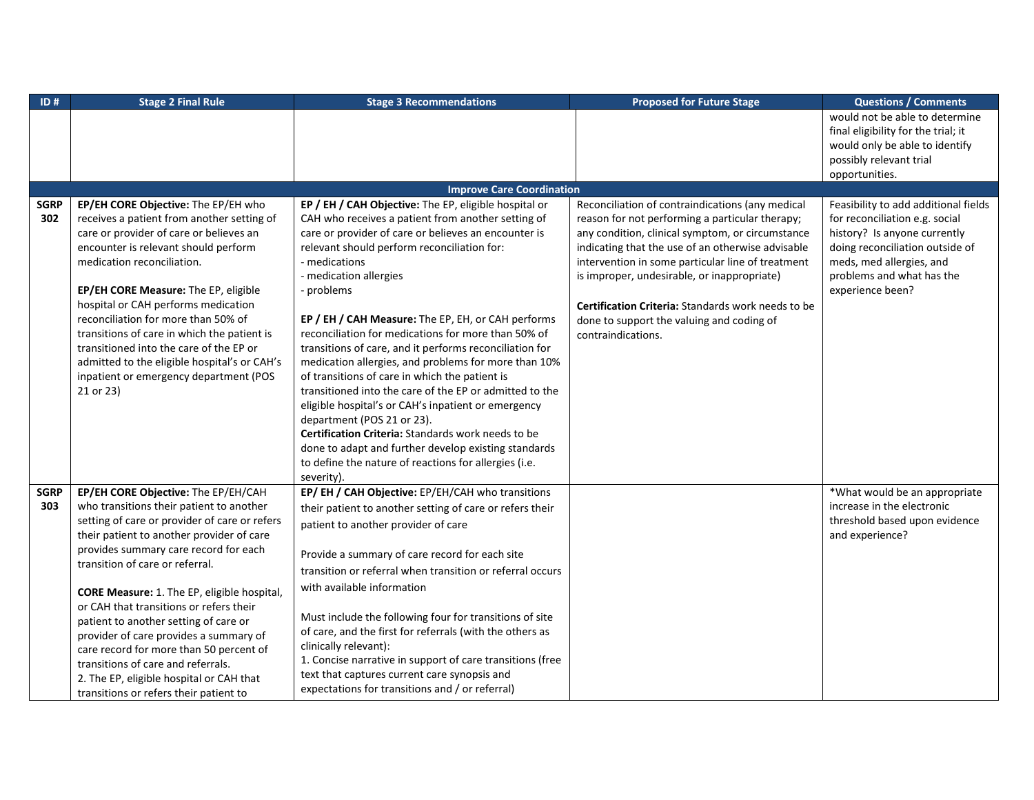| ID # | Stage 2 Final Rule | Stage 3 Recommendations | Proposed for Future Stage | Questions / Comments |
|---|---|---|---|---|
| | | | | would not be able to determine final eligibility for the trial; it would only be able to identify possibly relevant trial opportunities. |
| | | **Improve Care Coordination** | | |
| SGRP 302 | **EP/EH CORE Objective:** The EP/EH who receives a patient from another setting of care or provider of care or believes an encounter is relevant should perform medication reconciliation.<br><br>**EP/EH CORE Measure:** The EP, eligible hospital or CAH performs medication reconciliation for more than 50% of transitions of care in which the patient is transitioned into the care of the EP or admitted to the eligible hospital's or CAH's inpatient or emergency department (POS 21 or 23) | **EP / EH / CAH Objective:** The EP, eligible hospital or CAH who receives a patient from another setting of care or provider of care or believes an encounter is relevant should perform reconciliation for:<br>- medications<br>- medication allergies<br>- problems<br><br>**EP / EH / CAH Measure:** The EP, EH, or CAH performs reconciliation for medications for more than 50% of transitions of care, and it performs reconciliation for medication allergies, and problems for more than 10% of transitions of care in which the patient is transitioned into the care of the EP or admitted to the eligible hospital's or CAH's inpatient or emergency department (POS 21 or 23).<br>**Certification Criteria:** Standards work needs to be done to adapt and further develop existing standards to define the nature of reactions for allergies (i.e. severity). | Reconciliation of contraindications (any medical reason for not performing a particular therapy; any condition, clinical symptom, or circumstance indicating that the use of an otherwise advisable intervention in some particular line of treatment is improper, undesirable, or inappropriate)<br><br>**Certification Criteria:** Standards work needs to be done to support the valuing and coding of contraindications. | Feasibility to add additional fields for reconciliation e.g. social history? Is anyone currently doing reconciliation outside of meds, med allergies, and problems and what has the experience been? |
| SGRP 303 | **EP/EH CORE Objective:** The EP/EH/CAH who transitions their patient to another setting of care or provider of care or refers their patient to another provider of care provides summary care record for each transition of care or referral.<br><br>**CORE Measure:** 1. The EP, eligible hospital, or CAH that transitions or refers their patient to another setting of care or provider of care provides a summary of care record for more than 50 percent of transitions of care and referrals.<br>2. The EP, eligible hospital or CAH that transitions or refers their patient to | **EP/ EH / CAH Objective:** EP/EH/CAH who transitions their patient to another setting of care or refers their patient to another provider of care<br><br>Provide a summary of care record for each site transition or referral when transition or referral occurs with available information<br><br>Must include the following four for transitions of site of care, and the first for referrals (with the others as clinically relevant):<br>1. Concise narrative in support of care transitions (free text that captures current care synopsis and expectations for transitions and / or referral) | | *What would be an appropriate increase in the electronic threshold based upon evidence and experience? |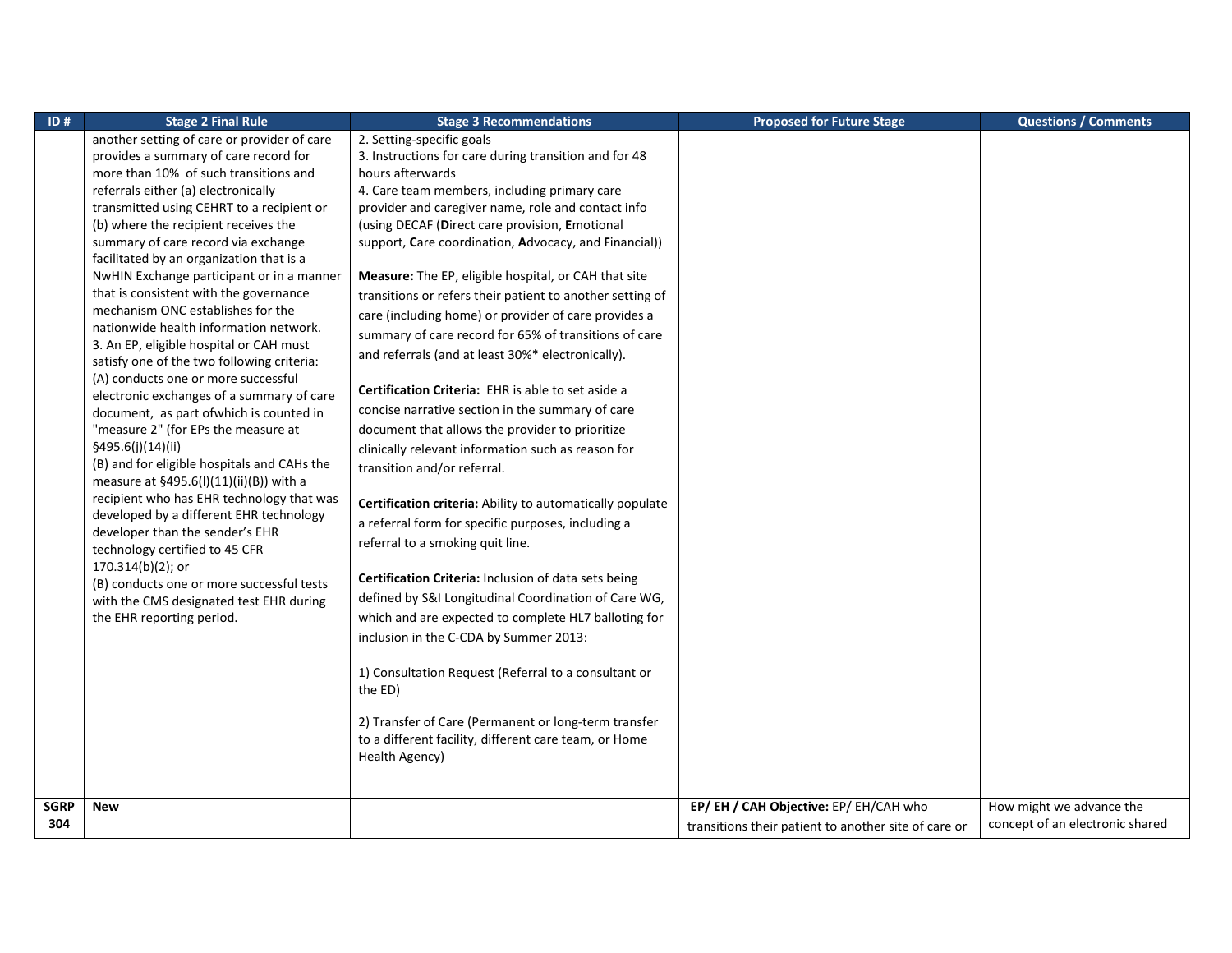| ID # | Stage 2 Final Rule | Stage 3 Recommendations | Proposed for Future Stage | Questions / Comments |
|---|---|---|---|---|
| | another setting of care or provider of care provides a summary of care record for more than 10% of such transitions and referrals either (a) electronically transmitted using CEHRT to a recipient or (b) where the recipient receives the summary of care record via exchange facilitated by an organization that is a NwHIN Exchange participant or in a manner that is consistent with the governance mechanism ONC establishes for the nationwide health information network.<br>3. An EP, eligible hospital or CAH must satisfy one of the two following criteria:<br>(A) conducts one or more successful electronic exchanges of a summary of care document, as part ofwhich is counted in "measure 2" (for EPs the measure at §495.6(j)(14)(ii)<br>(B) and for eligible hospitals and CAHs the measure at §495.6(l)(11)(ii)(B)) with a recipient who has EHR technology that was developed by a different EHR technology developer than the sender's EHR technology certified to 45 CFR 170.314(b)(2); or<br>(B) conducts one or more successful tests with the CMS designated test EHR during the EHR reporting period. | 2. Setting-specific goals<br>3. Instructions for care during transition and for 48 hours afterwards<br>4. Care team members, including primary care provider and caregiver name, role and contact info (using DECAF (**D**irect care provision, **E**motional support, **C**are coordination, **A**dvocacy, and **F**inancial))<br><br>**Measure:** The EP, eligible hospital, or CAH that site transitions or refers their patient to another setting of care (including home) or provider of care provides a summary of care record for 65% of transitions of care and referrals (and at least 30%* electronically).<br><br>**Certification Criteria:** EHR is able to set aside a concise narrative section in the summary of care document that allows the provider to prioritize clinically relevant information such as reason for transition and/or referral.<br><br>**Certification criteria:** Ability to automatically populate a referral form for specific purposes, including a referral to a smoking quit line.<br><br>**Certification Criteria:** Inclusion of data sets being defined by S&I Longitudinal Coordination of Care WG, which and are expected to complete HL7 balloting for inclusion in the C-CDA by Summer 2013:<br><br>1) Consultation Request (Referral to a consultant or the ED)<br><br>2) Transfer of Care (Permanent or long-term transfer to a different facility, different care team, or Home Health Agency) | | |
| **SGRP 304** | **New** | | **EP/ EH / CAH Objective:** EP/ EH/CAH who transitions their patient to another site of care or | How might we advance the concept of an electronic shared |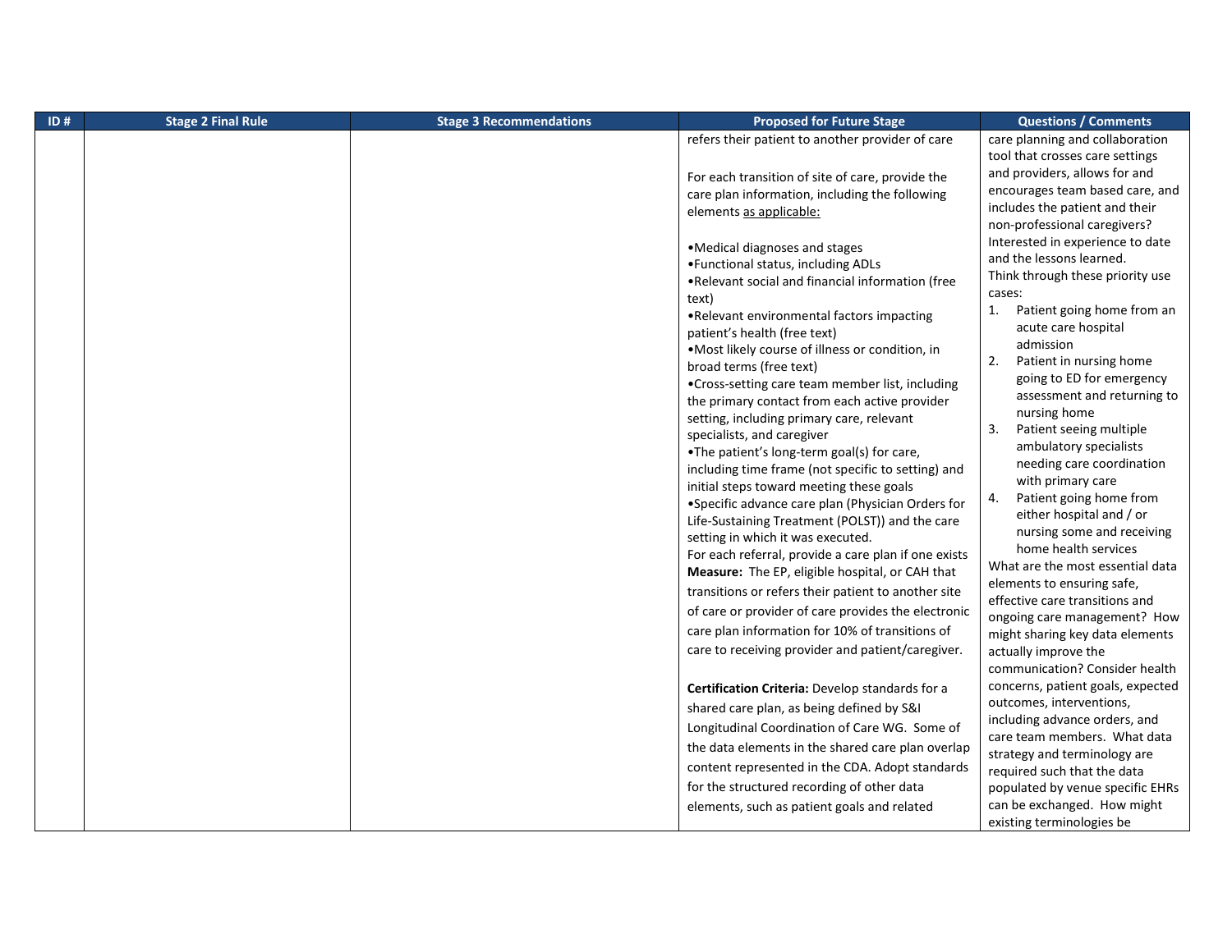| ID # | Stage 2 Final Rule | Stage 3 Recommendations | Proposed for Future Stage | Questions / Comments |
|---|---|---|---|---|
| | | | refers their patient to another provider of care<br><br>For each transition of site of care, provide the care plan information, including the following elements as applicable:<br><br>•Medical diagnoses and stages<br>•Functional status, including ADLs<br>•Relevant social and financial information (free text)<br>•Relevant environmental factors impacting patient's health (free text)<br>•Most likely course of illness or condition, in broad terms (free text)<br>•Cross-setting care team member list, including the primary contact from each active provider setting, including primary care, relevant specialists, and caregiver<br>•The patient's long-term goal(s) for care, including time frame (not specific to setting) and initial steps toward meeting these goals<br>•Specific advance care plan (Physician Orders for Life-Sustaining Treatment (POLST)) and the care setting in which it was executed.<br>For each referral, provide a care plan if one exists<br>**Measure:** The EP, eligible hospital, or CAH that transitions or refers their patient to another site of care or provider of care provides the electronic care plan information for 10% of transitions of care to receiving provider and patient/caregiver.<br><br>**Certification Criteria:** Develop standards for a shared care plan, as being defined by S&I Longitudinal Coordination of Care WG. Some of the data elements in the shared care plan overlap content represented in the CDA. Adopt standards for the structured recording of other data elements, such as patient goals and related | care planning and collaboration tool that crosses care settings and providers, allows for and encourages team based care, and includes the patient and their non-professional caregivers? Interested in experience to date and the lessons learned.<br>Think through these priority use cases:<br>1. Patient going home from an acute care hospital admission<br>2. Patient in nursing home going to ED for emergency assessment and returning to nursing home<br>3. Patient seeing multiple ambulatory specialists needing care coordination with primary care<br>4. Patient going home from either hospital and / or nursing some and receiving home health services<br>What are the most essential data elements to ensuring safe, effective care transitions and ongoing care management? How might sharing key data elements actually improve the communication? Consider health concerns, patient goals, expected outcomes, interventions, including advance orders, and care team members. What data strategy and terminology are required such that the data populated by venue specific EHRs can be exchanged. How might existing terminologies be |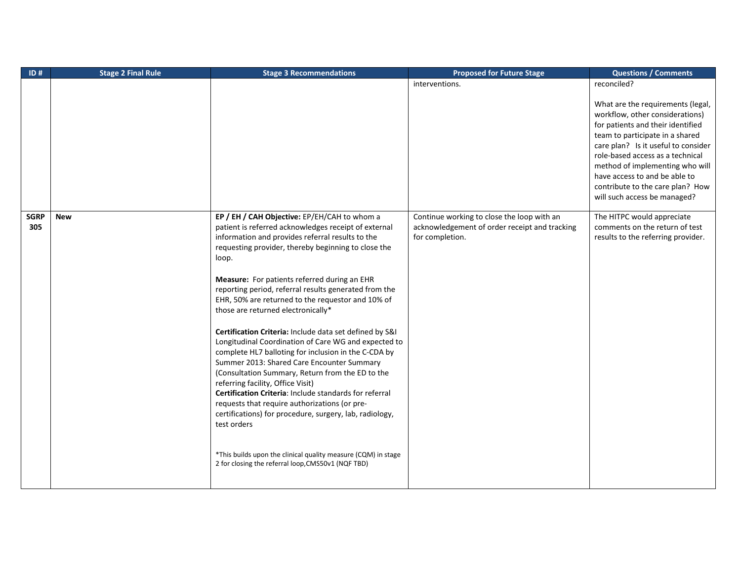| ID # | Stage 2 Final Rule | Stage 3 Recommendations | Proposed for Future Stage | Questions / Comments |
|---|---|---|---|---|
| | | | interventions. | reconciled?<br><br>What are the requirements (legal, workflow, other considerations) for patients and their identified team to participate in a shared care plan? Is it useful to consider role-based access as a technical method of implementing who will have access to and be able to contribute to the care plan? How will such access be managed? |
| **SGRP 305** | **New** | **EP / EH / CAH Objective:** EP/EH/CAH to whom a patient is referred acknowledges receipt of external information and provides referral results to the requesting provider, thereby beginning to close the loop.<br><br>**Measure:** For patients referred during an EHR reporting period, referral results generated from the EHR, 50% are returned to the requestor and 10% of those are returned electronically*<br><br>**Certification Criteria:** Include data set defined by S&I Longitudinal Coordination of Care WG and expected to complete HL7 balloting for inclusion in the C-CDA by Summer 2013: Shared Care Encounter Summary (Consultation Summary, Return from the ED to the referring facility, Office Visit)<br>**Certification Criteria**: Include standards for referral requests that require authorizations (or pre-certifications) for procedure, surgery, lab, radiology, test orders<br><br>*This builds upon the clinical quality measure (CQM) in stage 2 for closing the referral loop,CMS50v1 (NQF TBD) | Continue working to close the loop with an acknowledgement of order receipt and tracking for completion. | The HITPC would appreciate comments on the return of test results to the referring provider. |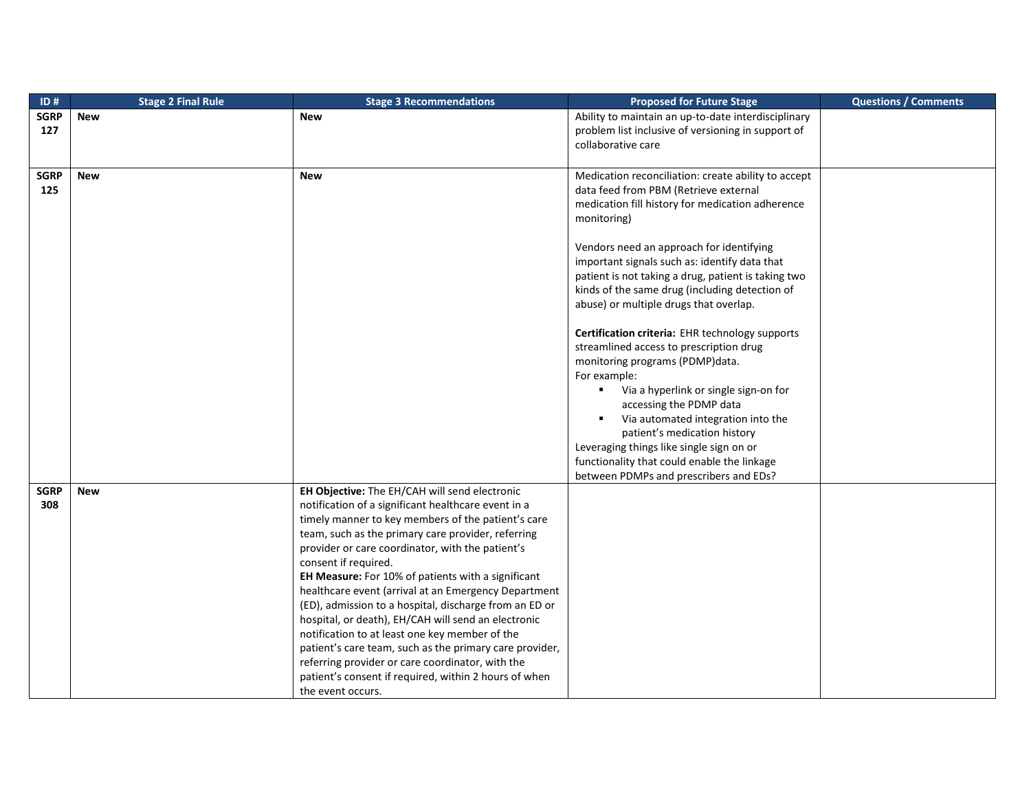| ID # | Stage 2 Final Rule | Stage 3 Recommendations | Proposed for Future Stage | Questions / Comments |
|---|---|---|---|---|
| **SGRP 127** | **New** | **New** | Ability to maintain an up-to-date interdisciplinary problem list inclusive of versioning in support of collaborative care | |
| **SGRP 125** | **New** | **New** | Medication reconciliation: create ability to accept data feed from PBM (Retrieve external medication fill history for medication adherence monitoring)<br><br>Vendors need an approach for identifying important signals such as: identify data that patient is not taking a drug, patient is taking two kinds of the same drug (including detection of abuse) or multiple drugs that overlap.<br><br>**Certification criteria:** EHR technology supports streamlined access to prescription drug monitoring programs (PDMP)data.<br>For example:<br>▪ Via a hyperlink or single sign-on for accessing the PDMP data<br>▪ Via automated integration into the patient's medication history<br>Leveraging things like single sign on or functionality that could enable the linkage between PDMPs and prescribers and EDs? | |
| **SGRP 308** | **New** | **EH Objective:** The EH/CAH will send electronic notification of a significant healthcare event in a timely manner to key members of the patient's care team, such as the primary care provider, referring provider or care coordinator, with the patient's consent if required.<br>**EH Measure:** For 10% of patients with a significant healthcare event (arrival at an Emergency Department (ED), admission to a hospital, discharge from an ED or hospital, or death), EH/CAH will send an electronic notification to at least one key member of the patient's care team, such as the primary care provider, referring provider or care coordinator, with the patient's consent if required, within 2 hours of when the event occurs. | | |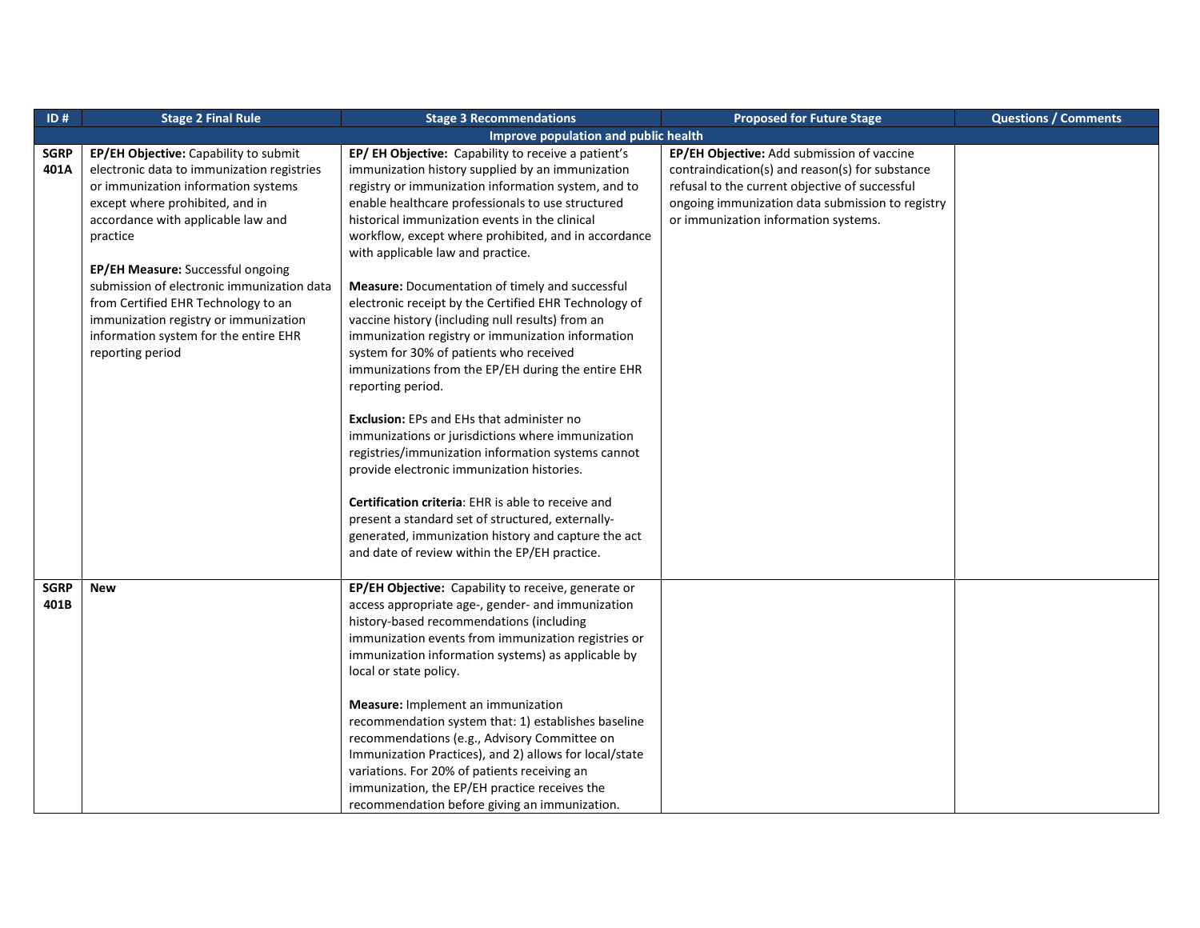| ID # | Stage 2 Final Rule | Stage 3 Recommendations | Proposed for Future Stage | Questions / Comments |
|---|---|---|---|---|
| | | **Improve population and public health** | | |
| **SGRP 401A** | **EP/EH Objective:** Capability to submit electronic data to immunization registries or immunization information systems except where prohibited, and in accordance with applicable law and practice<br><br>**EP/EH Measure:** Successful ongoing submission of electronic immunization data from Certified EHR Technology to an immunization registry or immunization information system for the entire EHR reporting period | **EP/ EH Objective:** Capability to receive a patient's immunization history supplied by an immunization registry or immunization information system, and to enable healthcare professionals to use structured historical immunization events in the clinical workflow, except where prohibited, and in accordance with applicable law and practice.<br><br>**Measure:** Documentation of timely and successful electronic receipt by the Certified EHR Technology of vaccine history (including null results) from an immunization registry or immunization information system for 30% of patients who received immunizations from the EP/EH during the entire EHR reporting period.<br><br>**Exclusion:** EPs and EHs that administer no immunizations or jurisdictions where immunization registries/immunization information systems cannot provide electronic immunization histories.<br><br>**Certification criteria**: EHR is able to receive and present a standard set of structured, externally-generated, immunization history and capture the act and date of review within the EP/EH practice. | **EP/EH Objective:** Add submission of vaccine contraindication(s) and reason(s) for substance refusal to the current objective of successful ongoing immunization data submission to registry or immunization information systems. | |
| **SGRP 401B** | **New** | **EP/EH Objective:** Capability to receive, generate or access appropriate age-, gender- and immunization history-based recommendations (including immunization events from immunization registries or immunization information systems) as applicable by local or state policy.<br><br>**Measure:** Implement an immunization recommendation system that: 1) establishes baseline recommendations (e.g., Advisory Committee on Immunization Practices), and 2) allows for local/state variations. For 20% of patients receiving an immunization, the EP/EH practice receives the recommendation before giving an immunization. | | |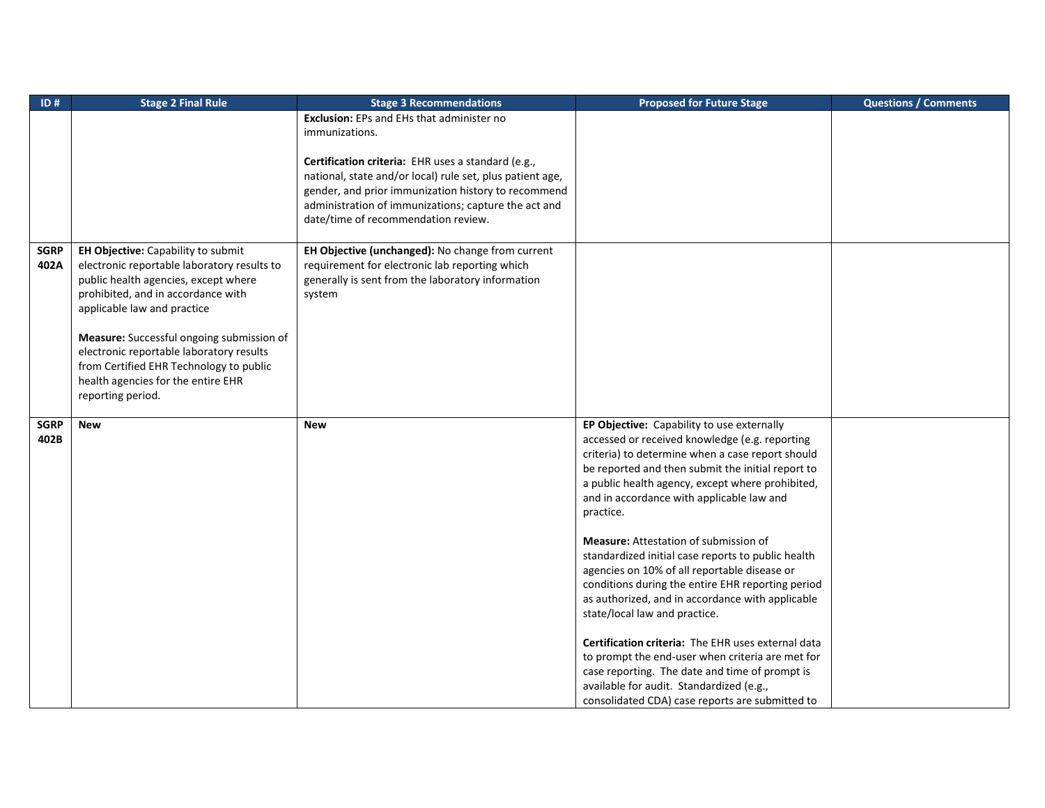| ID # | Stage 2 Final Rule | Stage 3 Recommendations | Proposed for Future Stage | Questions / Comments |
|---|---|---|---|---|
| | | **Exclusion:** EPs and EHs that administer no immunizations.<br><br>**Certification criteria:** EHR uses a standard (e.g., national, state and/or local) rule set, plus patient age, gender, and prior immunization history to recommend administration of immunizations; capture the act and date/time of recommendation review. | | |
| **SGRP 402A** | **EH Objective:** Capability to submit electronic reportable laboratory results to public health agencies, except where prohibited, and in accordance with applicable law and practice<br><br>**Measure:** Successful ongoing submission of electronic reportable laboratory results from Certified EHR Technology to public health agencies for the entire EHR reporting period. | **EH Objective (unchanged):** No change from current requirement for electronic lab reporting which generally is sent from the laboratory information system | | |
| **SGRP 402B** | **New** | **New** | **EP Objective:** Capability to use externally accessed or received knowledge (e.g. reporting criteria) to determine when a case report should be reported and then submit the initial report to a public health agency, except where prohibited, and in accordance with applicable law and practice.<br><br>**Measure:** Attestation of submission of standardized initial case reports to public health agencies on 10% of all reportable disease or conditions during the entire EHR reporting period as authorized, and in accordance with applicable state/local law and practice.<br><br>**Certification criteria:** The EHR uses external data to prompt the end-user when criteria are met for case reporting. The date and time of prompt is available for audit. Standardized (e.g., consolidated CDA) case reports are submitted to | |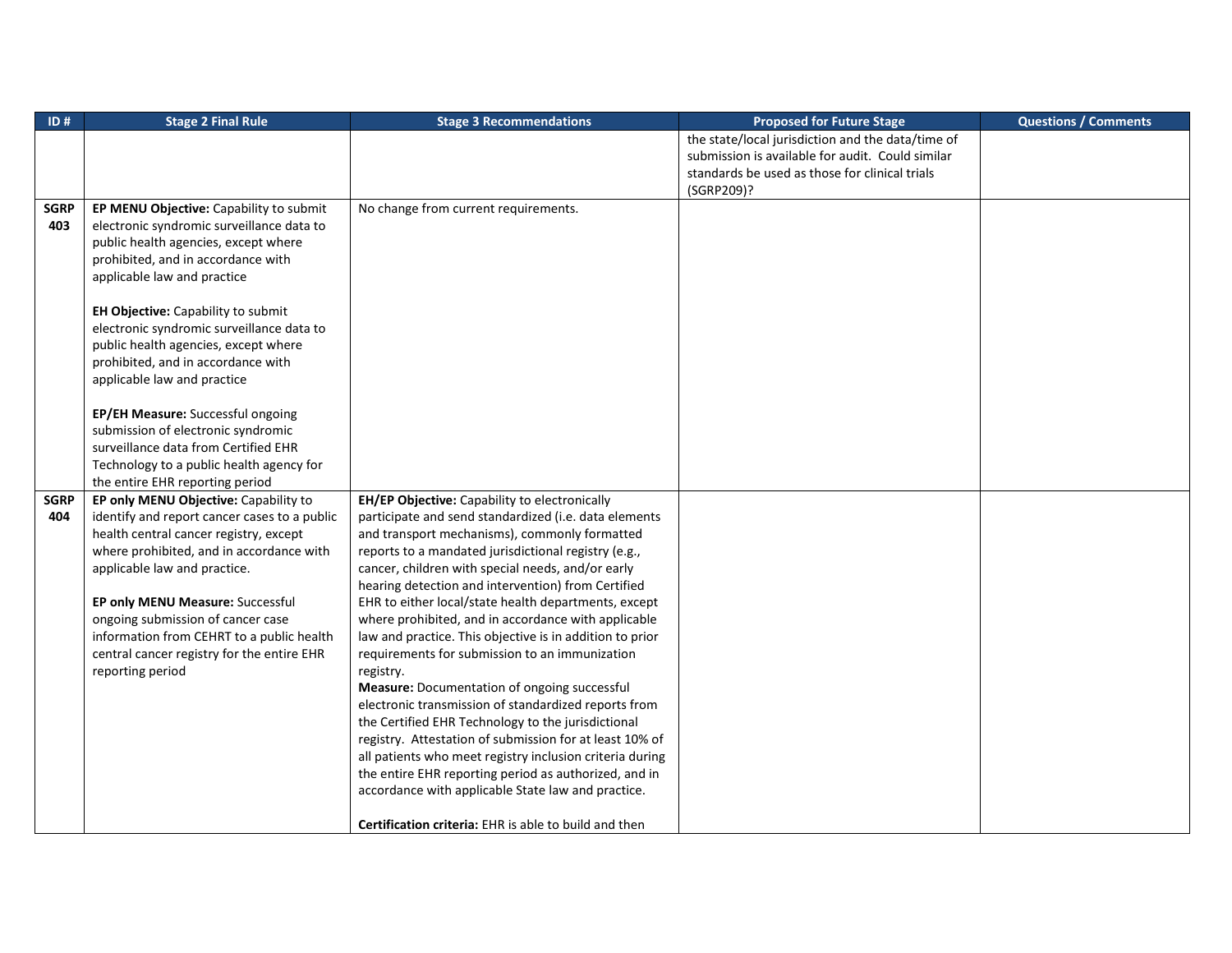| ID # | Stage 2 Final Rule | Stage 3 Recommendations | Proposed for Future Stage | Questions / Comments |
|---|---|---|---|---|
| | | | the state/local jurisdiction and the data/time of submission is available for audit. Could similar standards be used as those for clinical trials (SGRP209)? | |
| SGRP 403 | **EP MENU Objective:** Capability to submit electronic syndromic surveillance data to public health agencies, except where prohibited, and in accordance with applicable law and practice<br><br>**EH Objective:** Capability to submit electronic syndromic surveillance data to public health agencies, except where prohibited, and in accordance with applicable law and practice<br><br>**EP/EH Measure:** Successful ongoing submission of electronic syndromic surveillance data from Certified EHR Technology to a public health agency for the entire EHR reporting period | No change from current requirements. | | |
| SGRP 404 | **EP only MENU Objective:** Capability to identify and report cancer cases to a public health central cancer registry, except where prohibited, and in accordance with applicable law and practice.<br><br>**EP only MENU Measure:** Successful ongoing submission of cancer case information from CEHRT to a public health central cancer registry for the entire EHR reporting period | **EH/EP Objective:** Capability to electronically participate and send standardized (i.e. data elements and transport mechanisms), commonly formatted reports to a mandated jurisdictional registry (e.g., cancer, children with special needs, and/or early hearing detection and intervention) from Certified EHR to either local/state health departments, except where prohibited, and in accordance with applicable law and practice. This objective is in addition to prior requirements for submission to an immunization registry.<br>**Measure:** Documentation of ongoing successful electronic transmission of standardized reports from the Certified EHR Technology to the jurisdictional registry. Attestation of submission for at least 10% of all patients who meet registry inclusion criteria during the entire EHR reporting period as authorized, and in accordance with applicable State law and practice.<br><br>**Certification criteria:** EHR is able to build and then | | |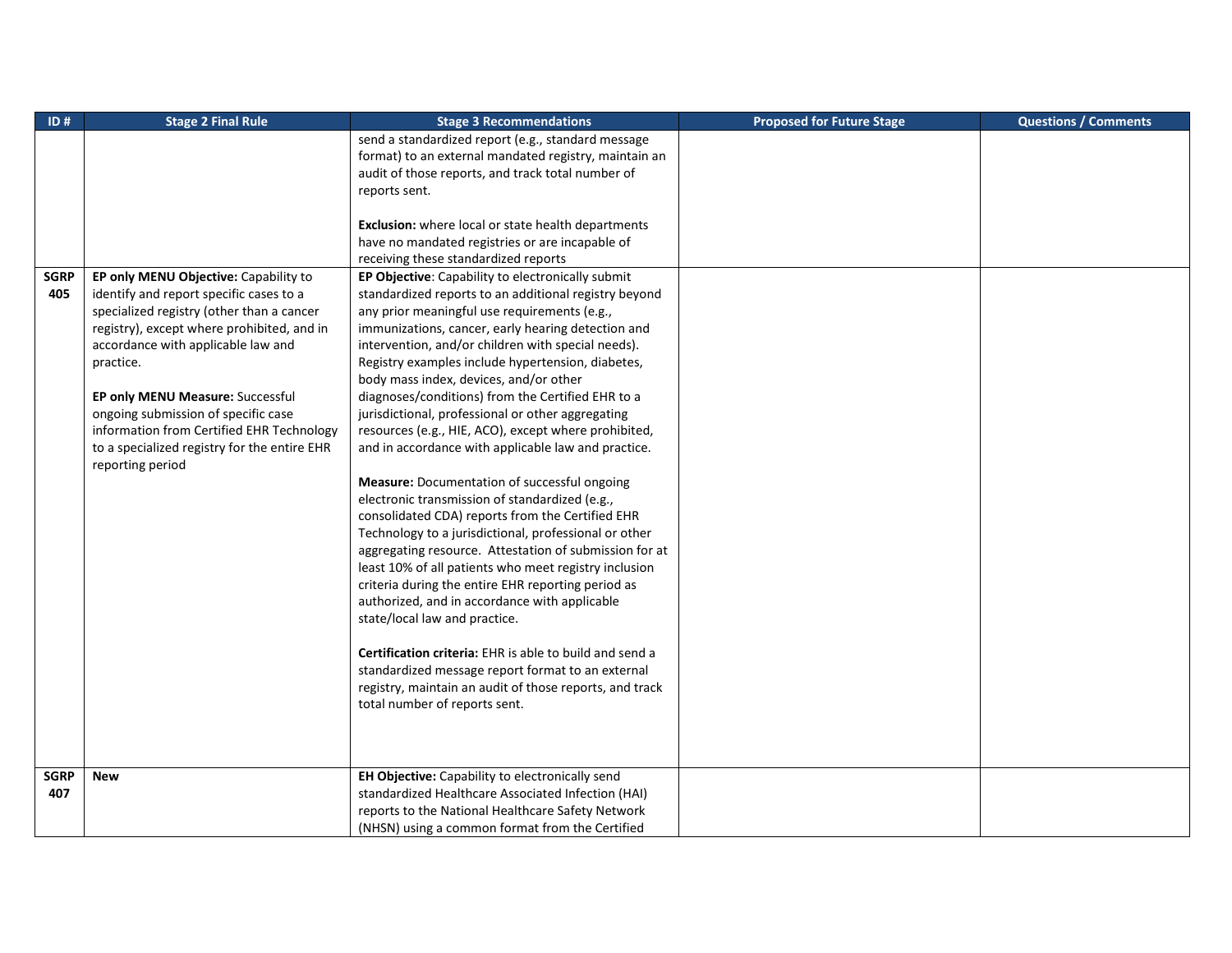| ID # | Stage 2 Final Rule | Stage 3 Recommendations | Proposed for Future Stage | Questions / Comments |
|---|---|---|---|---|
| | | send a standardized report (e.g., standard message format) to an external mandated registry, maintain an audit of those reports, and track total number of reports sent.<br><br>**Exclusion:** where local or state health departments have no mandated registries or are incapable of receiving these standardized reports | | |
| **SGRP 405** | **EP only MENU Objective:** Capability to identify and report specific cases to a specialized registry (other than a cancer registry), except where prohibited, and in accordance with applicable law and practice.<br><br>**EP only MENU Measure:** Successful ongoing submission of specific case information from Certified EHR Technology to a specialized registry for the entire EHR reporting period | **EP Objective**: Capability to electronically submit standardized reports to an additional registry beyond any prior meaningful use requirements (e.g., immunizations, cancer, early hearing detection and intervention, and/or children with special needs). Registry examples include hypertension, diabetes, body mass index, devices, and/or other diagnoses/conditions) from the Certified EHR to a jurisdictional, professional or other aggregating resources (e.g., HIE, ACO), except where prohibited, and in accordance with applicable law and practice.<br><br>**Measure:** Documentation of successful ongoing electronic transmission of standardized (e.g., consolidated CDA) reports from the Certified EHR Technology to a jurisdictional, professional or other aggregating resource. Attestation of submission for at least 10% of all patients who meet registry inclusion criteria during the entire EHR reporting period as authorized, and in accordance with applicable state/local law and practice.<br><br>**Certification criteria:** EHR is able to build and send a standardized message report format to an external registry, maintain an audit of those reports, and track total number of reports sent. | | |
| **SGRP 407** | **New** | **EH Objective:** Capability to electronically send standardized Healthcare Associated Infection (HAI) reports to the National Healthcare Safety Network (NHSN) using a common format from the Certified | | |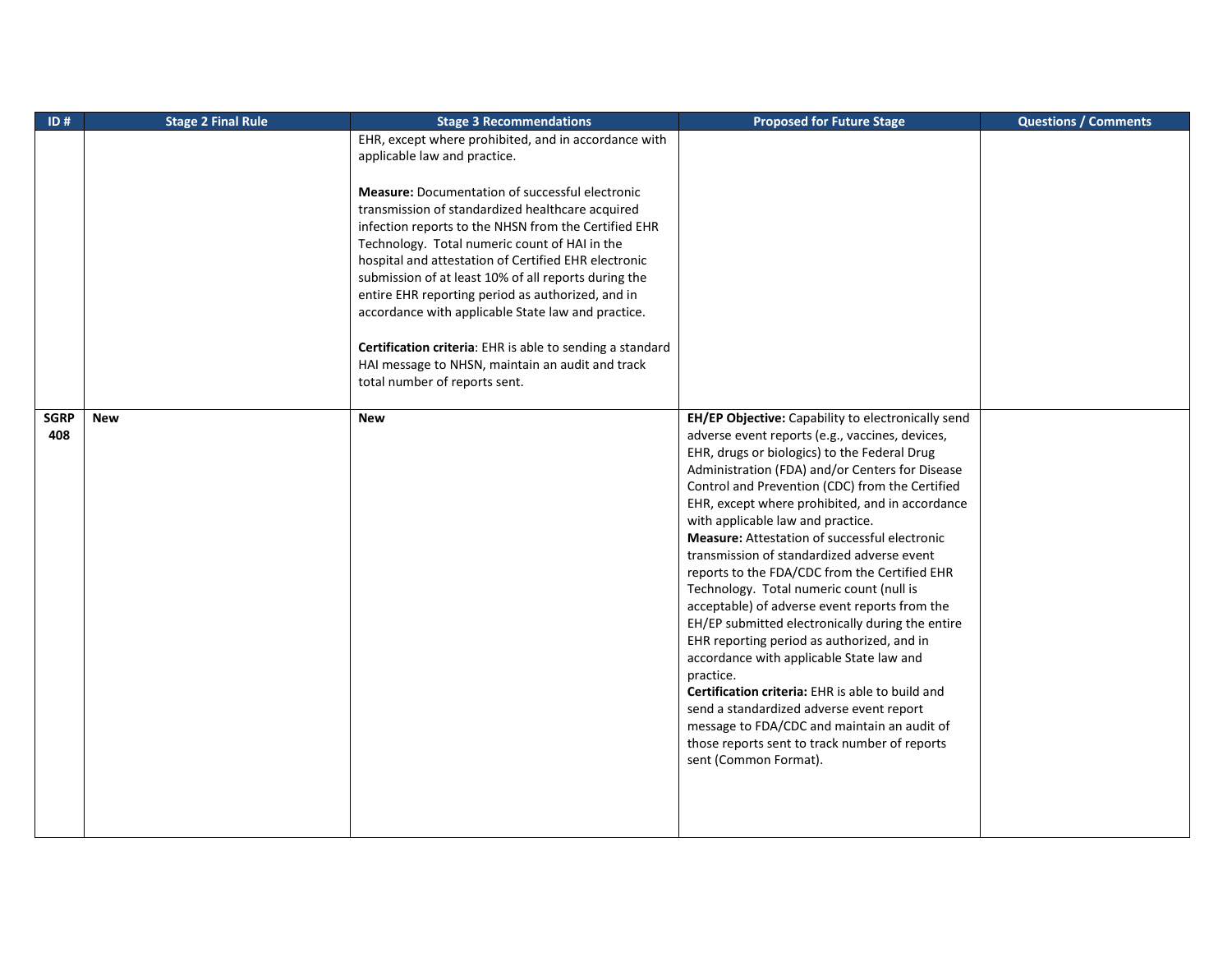| ID # | Stage 2 Final Rule | Stage 3 Recommendations | Proposed for Future Stage | Questions / Comments |
|---|---|---|---|---|
| | | EHR, except where prohibited, and in accordance with applicable law and practice.<br><br>**Measure:** Documentation of successful electronic transmission of standardized healthcare acquired infection reports to the NHSN from the Certified EHR Technology. Total numeric count of HAI in the hospital and attestation of Certified EHR electronic submission of at least 10% of all reports during the entire EHR reporting period as authorized, and in accordance with applicable State law and practice.<br><br>**Certification criteria**: EHR is able to sending a standard HAI message to NHSN, maintain an audit and track total number of reports sent. | | |
| **SGRP 408** | **New** | **New** | **EH/EP Objective:** Capability to electronically send adverse event reports (e.g., vaccines, devices, EHR, drugs or biologics) to the Federal Drug Administration (FDA) and/or Centers for Disease Control and Prevention (CDC) from the Certified EHR, except where prohibited, and in accordance with applicable law and practice.<br>**Measure:** Attestation of successful electronic transmission of standardized adverse event reports to the FDA/CDC from the Certified EHR Technology. Total numeric count (null is acceptable) of adverse event reports from the EH/EP submitted electronically during the entire EHR reporting period as authorized, and in accordance with applicable State law and practice.<br>**Certification criteria:** EHR is able to build and send a standardized adverse event report message to FDA/CDC and maintain an audit of those reports sent to track number of reports sent (Common Format). | |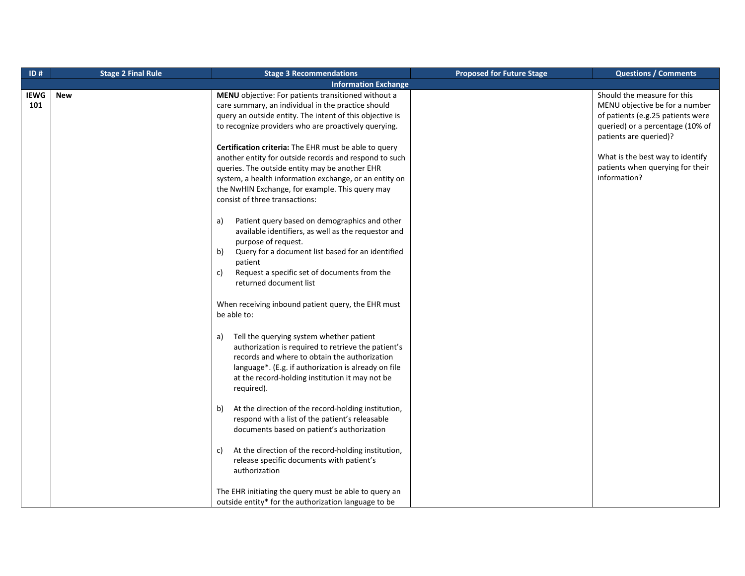| ID # | Stage 2 Final Rule | Stage 3 Recommendations | Proposed for Future Stage | Questions / Comments |
|---|---|---|---|---|
| **Information Exchange** | | | | |
| **IEWG 101** | **New** | **MENU** objective: For patients transitioned without a care summary, an individual in the practice should query an outside entity. The intent of this objective is to recognize providers who are proactively querying.<br><br>**Certification criteria:** The EHR must be able to query another entity for outside records and respond to such queries. The outside entity may be another EHR system, a health information exchange, or an entity on the NwHIN Exchange, for example. This query may consist of three transactions:<br><br>a) Patient query based on demographics and other available identifiers, as well as the requestor and purpose of request.<br>b) Query for a document list based for an identified patient<br>c) Request a specific set of documents from the returned document list<br><br>When receiving inbound patient query, the EHR must be able to:<br><br>a) Tell the querying system whether patient authorization is required to retrieve the patient's records and where to obtain the authorization language*. (E.g. if authorization is already on file at the record-holding institution it may not be required).<br><br>b) At the direction of the record-holding institution, respond with a list of the patient's releasable documents based on patient's authorization<br><br>c) At the direction of the record-holding institution, release specific documents with patient's authorization<br><br>The EHR initiating the query must be able to query an outside entity* for the authorization language to be | | Should the measure for this MENU objective be for a number of patients (e.g.25 patients were queried) or a percentage (10% of patients are queried)?<br><br>What is the best way to identify patients when querying for their information? |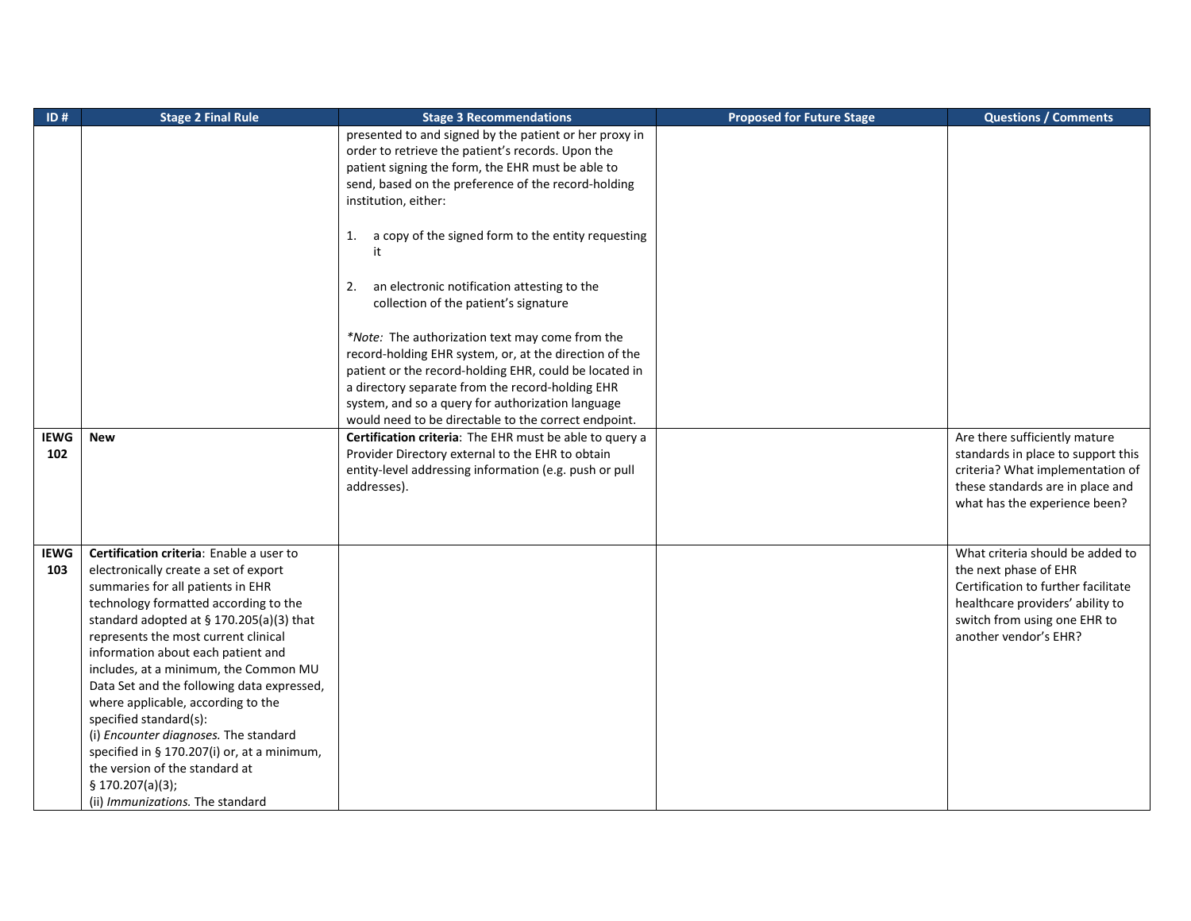| ID # | Stage 2 Final Rule | Stage 3 Recommendations | Proposed for Future Stage | Questions / Comments |
|---|---|---|---|---|
| | | presented to and signed by the patient or her proxy in order to retrieve the patient's records. Upon the patient signing the form, the EHR must be able to send, based on the preference of the record-holding institution, either:<br><br>1. a copy of the signed form to the entity requesting it<br><br>2. an electronic notification attesting to the collection of the patient's signature<br><br>**Note:* The authorization text may come from the record-holding EHR system, or, at the direction of the patient or the record-holding EHR, could be located in a directory separate from the record-holding EHR system, and so a query for authorization language would need to be directable to the correct endpoint. | | |
| **IEWG 102** | **New** | **Certification criteria**: The EHR must be able to query a Provider Directory external to the EHR to obtain entity-level addressing information (e.g. push or pull addresses). | | Are there sufficiently mature standards in place to support this criteria? What implementation of these standards are in place and what has the experience been? |
| **IEWG 103** | **Certification criteria**: Enable a user to electronically create a set of export summaries for all patients in EHR technology formatted according to the standard adopted at § 170.205(a)(3) that represents the most current clinical information about each patient and includes, at a minimum, the Common MU Data Set and the following data expressed, where applicable, according to the specified standard(s):<br>(i) *Encounter diagnoses.* The standard specified in § 170.207(i) or, at a minimum, the version of the standard at § 170.207(a)(3);<br>(ii) *Immunizations.* The standard | | | What criteria should be added to the next phase of EHR Certification to further facilitate healthcare providers' ability to switch from using one EHR to another vendor's EHR? |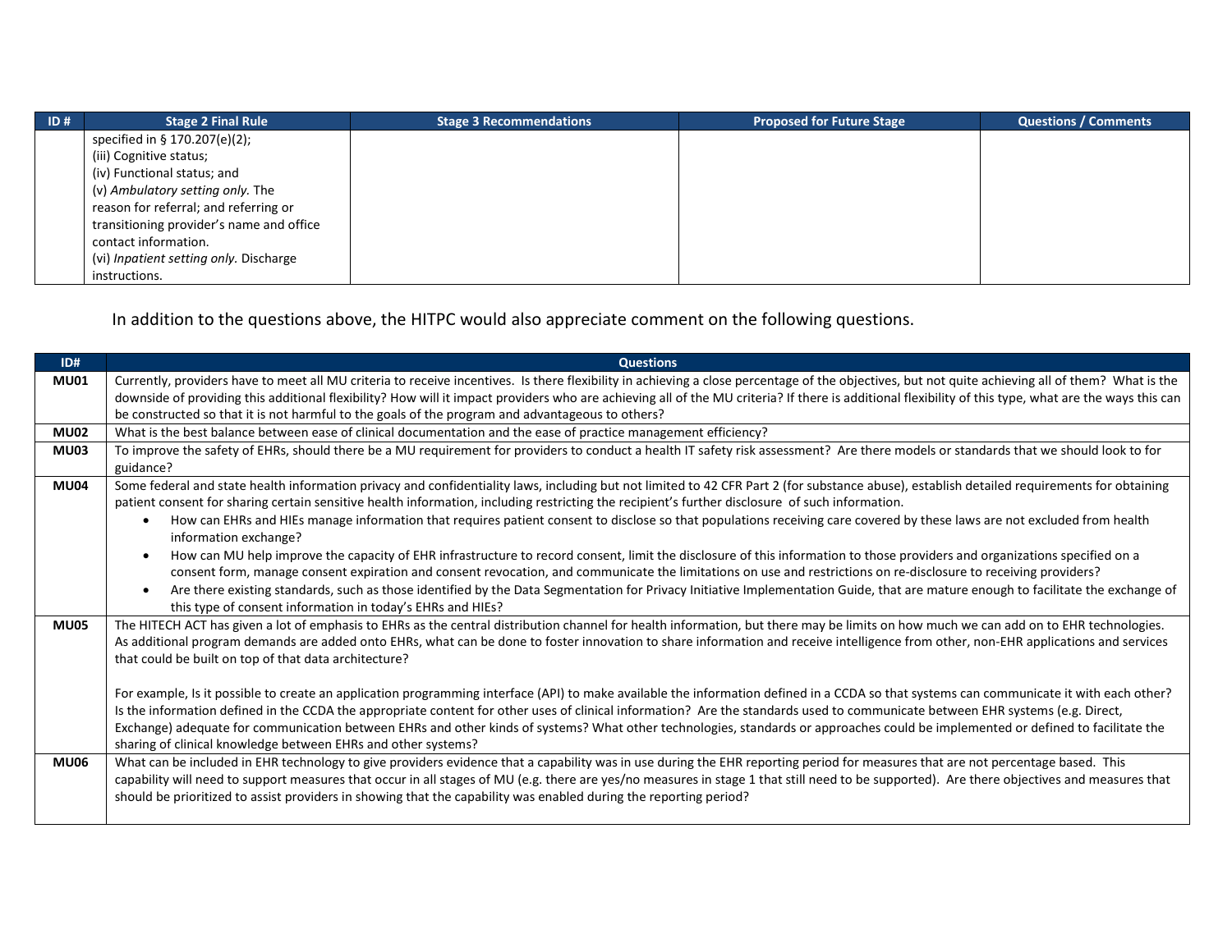| ID # | Stage 2 Final Rule | Stage 3 Recommendations | Proposed for Future Stage | Questions / Comments |
|---|---|---|---|---|
| | specified in § 170.207(e)(2);<br>(iii) Cognitive status;<br>(iv) Functional status; and<br>(v) *Ambulatory setting only.* The reason for referral; and referring or transitioning provider's name and office contact information.<br>(vi) *Inpatient setting only.* Discharge instructions. | | | |

In addition to the questions above, the HITPC would also appreciate comment on the following questions.

| ID# | Questions |
|---|---|
| **MU01** | Currently, providers have to meet all MU criteria to receive incentives. Is there flexibility in achieving a close percentage of the objectives, but not quite achieving all of them? What is the downside of providing this additional flexibility? How will it impact providers who are achieving all of the MU criteria? If there is additional flexibility of this type, what are the ways this can be constructed so that it is not harmful to the goals of the program and advantageous to others? |
| **MU02** | What is the best balance between ease of clinical documentation and the ease of practice management efficiency? |
| **MU03** | To improve the safety of EHRs, should there be a MU requirement for providers to conduct a health IT safety risk assessment? Are there models or standards that we should look to for guidance? |
| **MU04** | Some federal and state health information privacy and confidentiality laws, including but not limited to 42 CFR Part 2 (for substance abuse), establish detailed requirements for obtaining patient consent for sharing certain sensitive health information, including restricting the recipient's further disclosure of such information.<br>• How can EHRs and HIEs manage information that requires patient consent to disclose so that populations receiving care covered by these laws are not excluded from health information exchange?<br>• How can MU help improve the capacity of EHR infrastructure to record consent, limit the disclosure of this information to those providers and organizations specified on a consent form, manage consent expiration and consent revocation, and communicate the limitations on use and restrictions on re-disclosure to receiving providers?<br>• Are there existing standards, such as those identified by the Data Segmentation for Privacy Initiative Implementation Guide, that are mature enough to facilitate the exchange of this type of consent information in today's EHRs and HIEs? |
| **MU05** | The HITECH ACT has given a lot of emphasis to EHRs as the central distribution channel for health information, but there may be limits on how much we can add on to EHR technologies. As additional program demands are added onto EHRs, what can be done to foster innovation to share information and receive intelligence from other, non-EHR applications and services that could be built on top of that data architecture?<br><br>For example, Is it possible to create an application programming interface (API) to make available the information defined in a CCDA so that systems can communicate it with each other? Is the information defined in the CCDA the appropriate content for other uses of clinical information? Are the standards used to communicate between EHR systems (e.g. Direct, Exchange) adequate for communication between EHRs and other kinds of systems? What other technologies, standards or approaches could be implemented or defined to facilitate the sharing of clinical knowledge between EHRs and other systems? |
| **MU06** | What can be included in EHR technology to give providers evidence that a capability was in use during the EHR reporting period for measures that are not percentage based. This capability will need to support measures that occur in all stages of MU (e.g. there are yes/no measures in stage 1 that still need to be supported). Are there objectives and measures that should be prioritized to assist providers in showing that the capability was enabled during the reporting period? |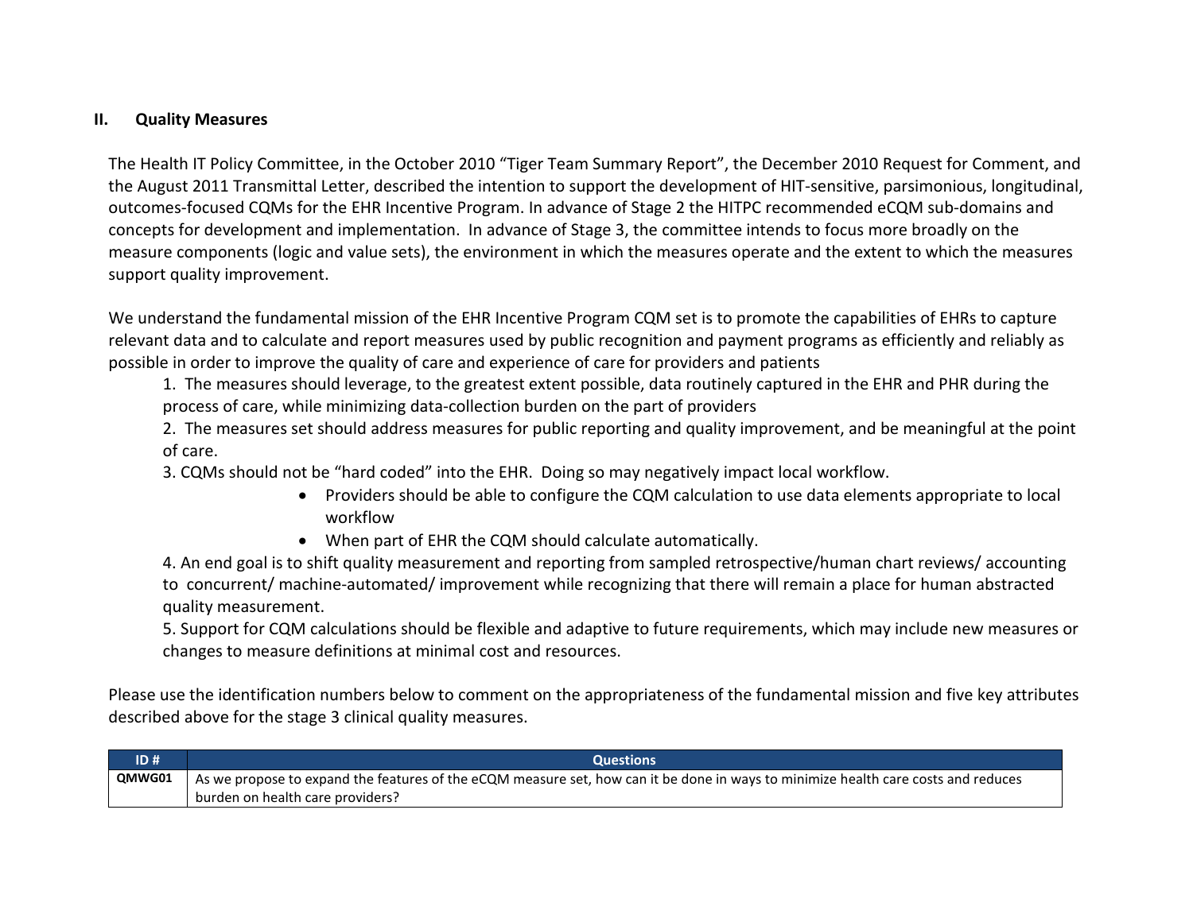## II. Quality Measures

The Health IT Policy Committee, in the October 2010 "Tiger Team Summary Report", the December 2010 Request for Comment, and the August 2011 Transmittal Letter, described the intention to support the development of HIT-sensitive, parsimonious, longitudinal, outcomes-focused CQMs for the EHR Incentive Program. In advance of Stage 2 the HITPC recommended eCQM sub-domains and concepts for development and implementation. In advance of Stage 3, the committee intends to focus more broadly on the measure components (logic and value sets), the environment in which the measures operate and the extent to which the measures support quality improvement.

We understand the fundamental mission of the EHR Incentive Program CQM set is to promote the capabilities of EHRs to capture relevant data and to calculate and report measures used by public recognition and payment programs as efficiently and reliably as possible in order to improve the quality of care and experience of care for providers and patients

1. The measures should leverage, to the greatest extent possible, data routinely captured in the EHR and PHR during the process of care, while minimizing data-collection burden on the part of providers
2. The measures set should address measures for public reporting and quality improvement, and be meaningful at the point of care.
3. CQMs should not be "hard coded" into the EHR. Doing so may negatively impact local workflow.
   - Providers should be able to configure the CQM calculation to use data elements appropriate to local workflow
   - When part of EHR the CQM should calculate automatically.
4. An end goal is to shift quality measurement and reporting from sampled retrospective/human chart reviews/ accounting to concurrent/ machine-automated/ improvement while recognizing that there will remain a place for human abstracted quality measurement.
5. Support for CQM calculations should be flexible and adaptive to future requirements, which may include new measures or changes to measure definitions at minimal cost and resources.

Please use the identification numbers below to comment on the appropriateness of the fundamental mission and five key attributes described above for the stage 3 clinical quality measures.

| ID # | Questions |
|---|---|
| **QMWG01** | As we propose to expand the features of the eCQM measure set, how can it be done in ways to minimize health care costs and reduces burden on health care providers? |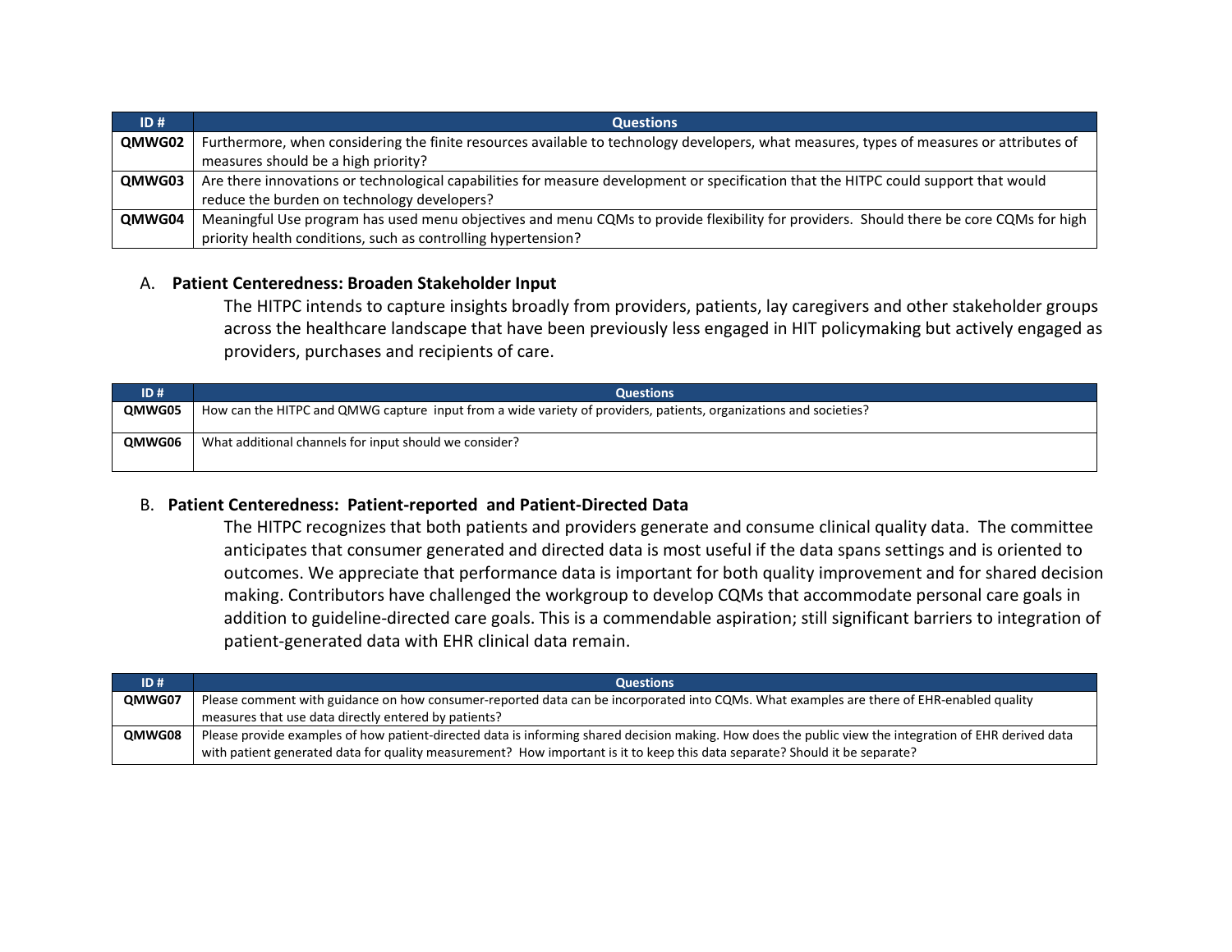| ID # | Questions |
|---|---|
| QMWG02 | Furthermore, when considering the finite resources available to technology developers, what measures, types of measures or attributes of measures should be a high priority? |
| QMWG03 | Are there innovations or technological capabilities for measure development or specification that the HITPC could support that would reduce the burden on technology developers? |
| QMWG04 | Meaningful Use program has used menu objectives and menu CQMs to provide flexibility for providers. Should there be core CQMs for high priority health conditions, such as controlling hypertension? |

A. **Patient Centeredness: Broaden Stakeholder Input**

The HITPC intends to capture insights broadly from providers, patients, lay caregivers and other stakeholder groups across the healthcare landscape that have been previously less engaged in HIT policymaking but actively engaged as providers, purchases and recipients of care.

| ID # | Questions |
|---|---|
| QMWG05 | How can the HITPC and QMWG capture input from a wide variety of providers, patients, organizations and societies? |
| QMWG06 | What additional channels for input should we consider? |

B. **Patient Centeredness: Patient-reported and Patient-Directed Data**

The HITPC recognizes that both patients and providers generate and consume clinical quality data. The committee anticipates that consumer generated and directed data is most useful if the data spans settings and is oriented to outcomes. We appreciate that performance data is important for both quality improvement and for shared decision making. Contributors have challenged the workgroup to develop CQMs that accommodate personal care goals in addition to guideline-directed care goals. This is a commendable aspiration; still significant barriers to integration of patient-generated data with EHR clinical data remain.

| ID # | Questions |
|---|---|
| QMWG07 | Please comment with guidance on how consumer-reported data can be incorporated into CQMs. What examples are there of EHR-enabled quality measures that use data directly entered by patients? |
| QMWG08 | Please provide examples of how patient-directed data is informing shared decision making. How does the public view the integration of EHR derived data with patient generated data for quality measurement? How important is it to keep this data separate? Should it be separate? |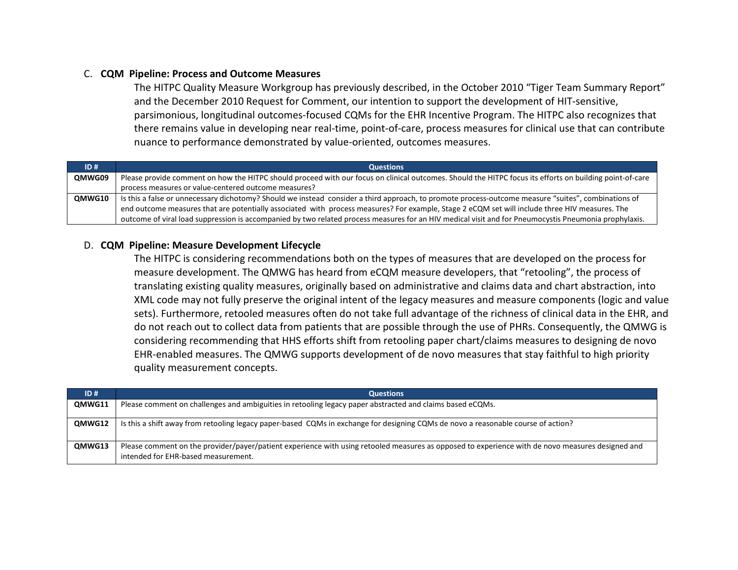## C. CQM Pipeline: Process and Outcome Measures

The HITPC Quality Measure Workgroup has previously described, in the October 2010 "Tiger Team Summary Report" and the December 2010 Request for Comment, our intention to support the development of HIT-sensitive, parsimonious, longitudinal outcomes-focused CQMs for the EHR Incentive Program. The HITPC also recognizes that there remains value in developing near real-time, point-of-care, process measures for clinical use that can contribute nuance to performance demonstrated by value-oriented, outcomes measures.

| ID # | Questions |
|---|---|
| **QMWG09** | Please provide comment on how the HITPC should proceed with our focus on clinical outcomes. Should the HITPC focus its efforts on building point-of-care process measures or value-centered outcome measures? |
| **QMWG10** | Is this a false or unnecessary dichotomy? Should we instead consider a third approach, to promote process-outcome measure "suites", combinations of end outcome measures that are potentially associated with process measures? For example, Stage 2 eCQM set will include three HIV measures. The outcome of viral load suppression is accompanied by two related process measures for an HIV medical visit and for Pneumocystis Pneumonia prophylaxis. |

## D. CQM Pipeline: Measure Development Lifecycle

The HITPC is considering recommendations both on the types of measures that are developed on the process for measure development. The QMWG has heard from eCQM measure developers, that "retooling", the process of translating existing quality measures, originally based on administrative and claims data and chart abstraction, into XML code may not fully preserve the original intent of the legacy measures and measure components (logic and value sets). Furthermore, retooled measures often do not take full advantage of the richness of clinical data in the EHR, and do not reach out to collect data from patients that are possible through the use of PHRs. Consequently, the QMWG is considering recommending that HHS efforts shift from retooling paper chart/claims measures to designing de novo EHR-enabled measures. The QMWG supports development of de novo measures that stay faithful to high priority quality measurement concepts.

| ID # | Questions |
|---|---|
| **QMWG11** | Please comment on challenges and ambiguities in retooling legacy paper abstracted and claims based eCQMs. |
| **QMWG12** | Is this a shift away from retooling legacy paper-based CQMs in exchange for designing CQMs de novo a reasonable course of action? |
| **QMWG13** | Please comment on the provider/payer/patient experience with using retooled measures as opposed to experience with de novo measures designed and intended for EHR-based measurement. |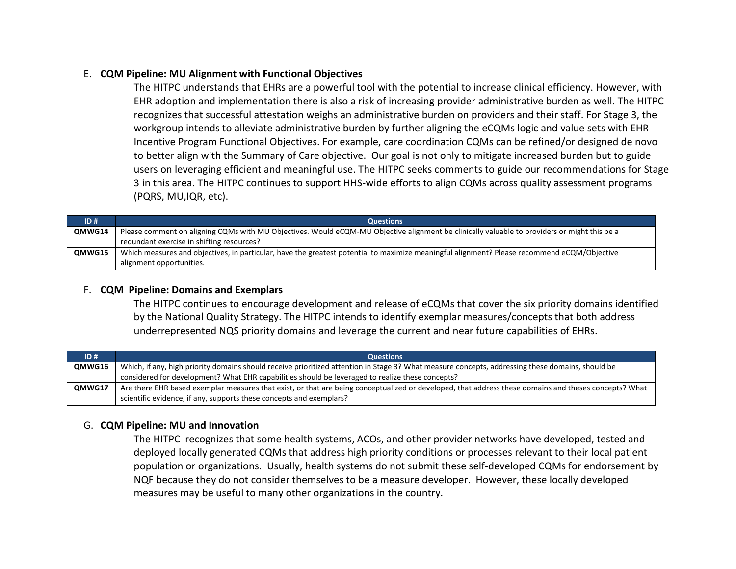### E. **CQM Pipeline: MU Alignment with Functional Objectives**

The HITPC understands that EHRs are a powerful tool with the potential to increase clinical efficiency. However, with EHR adoption and implementation there is also a risk of increasing provider administrative burden as well. The HITPC recognizes that successful attestation weighs an administrative burden on providers and their staff. For Stage 3, the workgroup intends to alleviate administrative burden by further aligning the eCQMs logic and value sets with EHR Incentive Program Functional Objectives. For example, care coordination CQMs can be refined/or designed de novo to better align with the Summary of Care objective. Our goal is not only to mitigate increased burden but to guide users on leveraging efficient and meaningful use. The HITPC seeks comments to guide our recommendations for Stage 3 in this area. The HITPC continues to support HHS-wide efforts to align CQMs across quality assessment programs (PQRS, MU,IQR, etc).

| ID # | Questions |
|---|---|
| **QMWG14** | Please comment on aligning CQMs with MU Objectives. Would eCQM-MU Objective alignment be clinically valuable to providers or might this be a redundant exercise in shifting resources? |
| **QMWG15** | Which measures and objectives, in particular, have the greatest potential to maximize meaningful alignment? Please recommend eCQM/Objective alignment opportunities. |

### F. **CQM Pipeline: Domains and Exemplars**

The HITPC continues to encourage development and release of eCQMs that cover the six priority domains identified by the National Quality Strategy. The HITPC intends to identify exemplar measures/concepts that both address underrepresented NQS priority domains and leverage the current and near future capabilities of EHRs.

| ID # | Questions |
|---|---|
| **QMWG16** | Which, if any, high priority domains should receive prioritized attention in Stage 3? What measure concepts, addressing these domains, should be considered for development? What EHR capabilities should be leveraged to realize these concepts? |
| **QMWG17** | Are there EHR based exemplar measures that exist, or that are being conceptualized or developed, that address these domains and theses concepts? What scientific evidence, if any, supports these concepts and exemplars? |

### G. **CQM Pipeline: MU and Innovation**

The HITPC recognizes that some health systems, ACOs, and other provider networks have developed, tested and deployed locally generated CQMs that address high priority conditions or processes relevant to their local patient population or organizations. Usually, health systems do not submit these self-developed CQMs for endorsement by NQF because they do not consider themselves to be a measure developer. However, these locally developed measures may be useful to many other organizations in the country.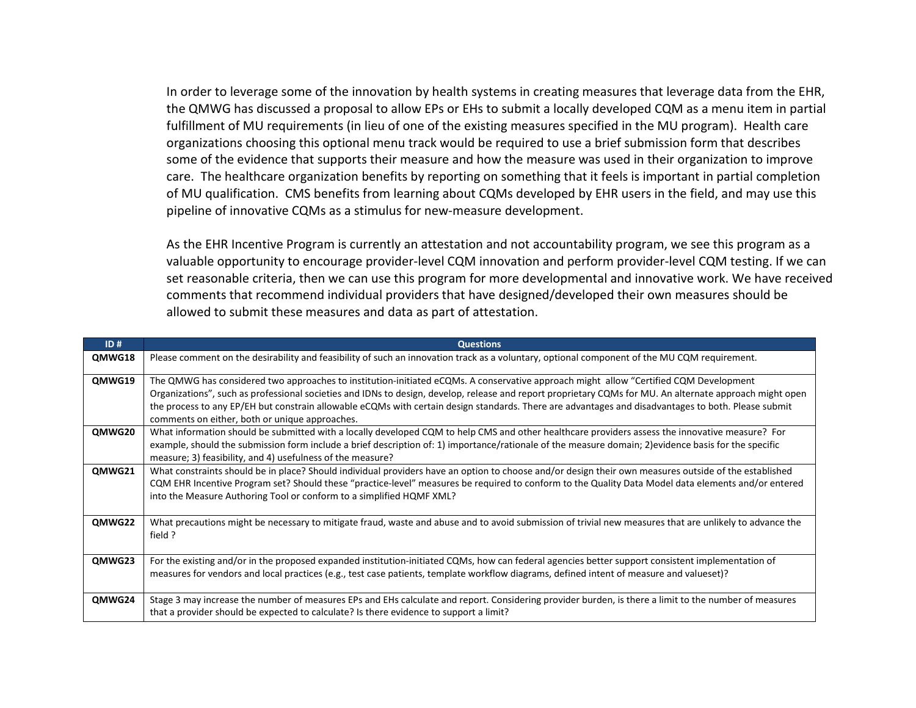In order to leverage some of the innovation by health systems in creating measures that leverage data from the EHR, the QMWG has discussed a proposal to allow EPs or EHs to submit a locally developed CQM as a menu item in partial fulfillment of MU requirements (in lieu of one of the existing measures specified in the MU program). Health care organizations choosing this optional menu track would be required to use a brief submission form that describes some of the evidence that supports their measure and how the measure was used in their organization to improve care. The healthcare organization benefits by reporting on something that it feels is important in partial completion of MU qualification. CMS benefits from learning about CQMs developed by EHR users in the field, and may use this pipeline of innovative CQMs as a stimulus for new-measure development.

As the EHR Incentive Program is currently an attestation and not accountability program, we see this program as a valuable opportunity to encourage provider-level CQM innovation and perform provider-level CQM testing. If we can set reasonable criteria, then we can use this program for more developmental and innovative work. We have received comments that recommend individual providers that have designed/developed their own measures should be allowed to submit these measures and data as part of attestation.

| ID # | Questions |
|---|---|
| **QMWG18** | Please comment on the desirability and feasibility of such an innovation track as a voluntary, optional component of the MU CQM requirement. |
| **QMWG19** | The QMWG has considered two approaches to institution-initiated eCQMs. A conservative approach might allow "Certified CQM Development Organizations", such as professional societies and IDNs to design, develop, release and report proprietary CQMs for MU. An alternate approach might open the process to any EP/EH but constrain allowable eCQMs with certain design standards. There are advantages and disadvantages to both. Please submit comments on either, both or unique approaches. |
| **QMWG20** | What information should be submitted with a locally developed CQM to help CMS and other healthcare providers assess the innovative measure? For example, should the submission form include a brief description of: 1) importance/rationale of the measure domain; 2)evidence basis for the specific measure; 3) feasibility, and 4) usefulness of the measure? |
| **QMWG21** | What constraints should be in place? Should individual providers have an option to choose and/or design their own measures outside of the established CQM EHR Incentive Program set? Should these "practice-level" measures be required to conform to the Quality Data Model data elements and/or entered into the Measure Authoring Tool or conform to a simplified HQMF XML? |
| **QMWG22** | What precautions might be necessary to mitigate fraud, waste and abuse and to avoid submission of trivial new measures that are unlikely to advance the field ? |
| **QMWG23** | For the existing and/or in the proposed expanded institution-initiated CQMs, how can federal agencies better support consistent implementation of measures for vendors and local practices (e.g., test case patients, template workflow diagrams, defined intent of measure and valueset)? |
| **QMWG24** | Stage 3 may increase the number of measures EPs and EHs calculate and report. Considering provider burden, is there a limit to the number of measures that a provider should be expected to calculate? Is there evidence to support a limit? |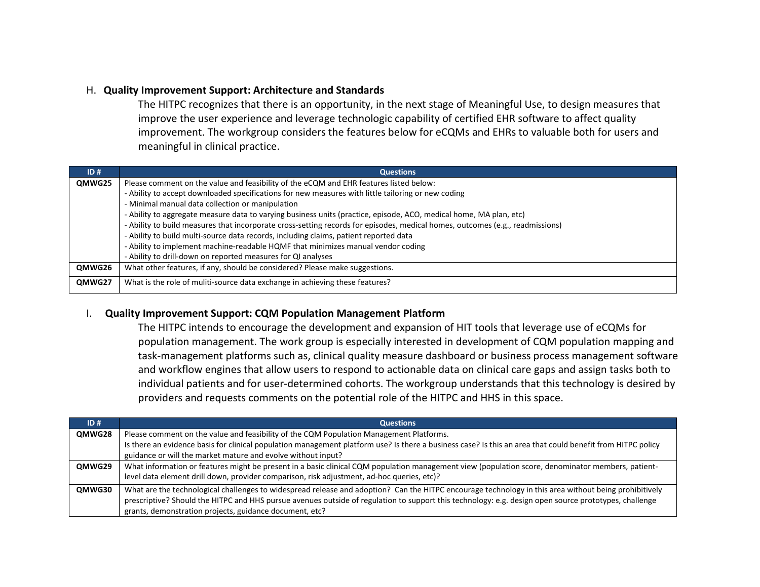## H. **Quality Improvement Support: Architecture and Standards**

The HITPC recognizes that there is an opportunity, in the next stage of Meaningful Use, to design measures that improve the user experience and leverage technologic capability of certified EHR software to affect quality improvement. The workgroup considers the features below for eCQMs and EHRs to valuable both for users and meaningful in clinical practice.

| ID # | Questions |
|---|---|
| **QMWG25** | Please comment on the value and feasibility of the eCQM and EHR features listed below:<br>- Ability to accept downloaded specifications for new measures with little tailoring or new coding<br>- Minimal manual data collection or manipulation<br>- Ability to aggregate measure data to varying business units (practice, episode, ACO, medical home, MA plan, etc)<br>- Ability to build measures that incorporate cross-setting records for episodes, medical homes, outcomes (e.g., readmissions)<br>- Ability to build multi-source data records, including claims, patient reported data<br>- Ability to implement machine-readable HQMF that minimizes manual vendor coding<br>- Ability to drill-down on reported measures for QI analyses |
| **QMWG26** | What other features, if any, should be considered? Please make suggestions. |
| **QMWG27** | What is the role of muliti-source data exchange in achieving these features? |

## I. **Quality Improvement Support: CQM Population Management Platform**

The HITPC intends to encourage the development and expansion of HIT tools that leverage use of eCQMs for population management. The work group is especially interested in development of CQM population mapping and task-management platforms such as, clinical quality measure dashboard or business process management software and workflow engines that allow users to respond to actionable data on clinical care gaps and assign tasks both to individual patients and for user-determined cohorts. The workgroup understands that this technology is desired by providers and requests comments on the potential role of the HITPC and HHS in this space.

| ID # | Questions |
|---|---|
| **QMWG28** | Please comment on the value and feasibility of the CQM Population Management Platforms.<br>Is there an evidence basis for clinical population management platform use? Is there a business case? Is this an area that could benefit from HITPC policy guidance or will the market mature and evolve without input? |
| **QMWG29** | What information or features might be present in a basic clinical CQM population management view (population score, denominator members, patient-level data element drill down, provider comparison, risk adjustment, ad-hoc queries, etc)? |
| **QMWG30** | What are the technological challenges to widespread release and adoption? Can the HITPC encourage technology in this area without being prohibitively prescriptive? Should the HITPC and HHS pursue avenues outside of regulation to support this technology: e.g. design open source prototypes, challenge grants, demonstration projects, guidance document, etc? |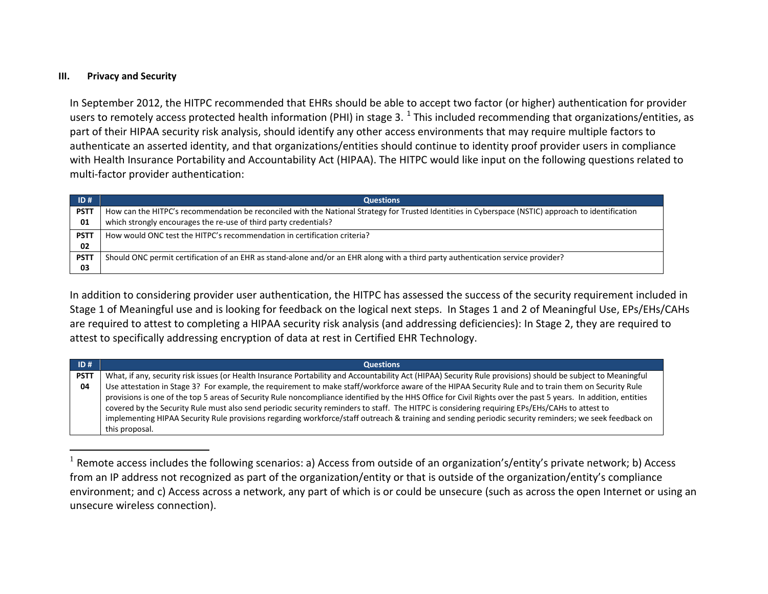## III. Privacy and Security

In September 2012, the HITPC recommended that EHRs should be able to accept two factor (or higher) authentication for provider users to remotely access protected health information (PHI) in stage 3. [1] This included recommending that organizations/entities, as part of their HIPAA security risk analysis, should identify any other access environments that may require multiple factors to authenticate an asserted identity, and that organizations/entities should continue to identity proof provider users in compliance with Health Insurance Portability and Accountability Act (HIPAA). The HITPC would like input on the following questions related to multi-factor provider authentication:

| ID # | Questions |
| --- | --- |
| PSTT 01 | How can the HITPC's recommendation be reconciled with the National Strategy for Trusted Identities in Cyberspace (NSTIC) approach to identification which strongly encourages the re-use of third party credentials? |
| PSTT 02 | How would ONC test the HITPC's recommendation in certification criteria? |
| PSTT 03 | Should ONC permit certification of an EHR as stand-alone and/or an EHR along with a third party authentication service provider? |

In addition to considering provider user authentication, the HITPC has assessed the success of the security requirement included in Stage 1 of Meaningful use and is looking for feedback on the logical next steps. In Stages 1 and 2 of Meaningful Use, EPs/EHs/CAHs are required to attest to completing a HIPAA security risk analysis (and addressing deficiencies): In Stage 2, they are required to attest to specifically addressing encryption of data at rest in Certified EHR Technology.

| ID # | Questions |
| --- | --- |
| PSTT 04 | What, if any, security risk issues (or Health Insurance Portability and Accountability Act (HIPAA) Security Rule provisions) should be subject to Meaningful Use attestation in Stage 3? For example, the requirement to make staff/workforce aware of the HIPAA Security Rule and to train them on Security Rule provisions is one of the top 5 areas of Security Rule noncompliance identified by the HHS Office for Civil Rights over the past 5 years. In addition, entities covered by the Security Rule must also send periodic security reminders to staff. The HITPC is considering requiring EPs/EHs/CAHs to attest to implementing HIPAA Security Rule provisions regarding workforce/staff outreach & training and sending periodic security reminders; we seek feedback on this proposal. |

[1] Remote access includes the following scenarios: a) Access from outside of an organization's/entity's private network; b) Access from an IP address not recognized as part of the organization/entity or that is outside of the organization/entity's compliance environment; and c) Access across a network, any part of which is or could be unsecure (such as across the open Internet or using an unsecure wireless connection).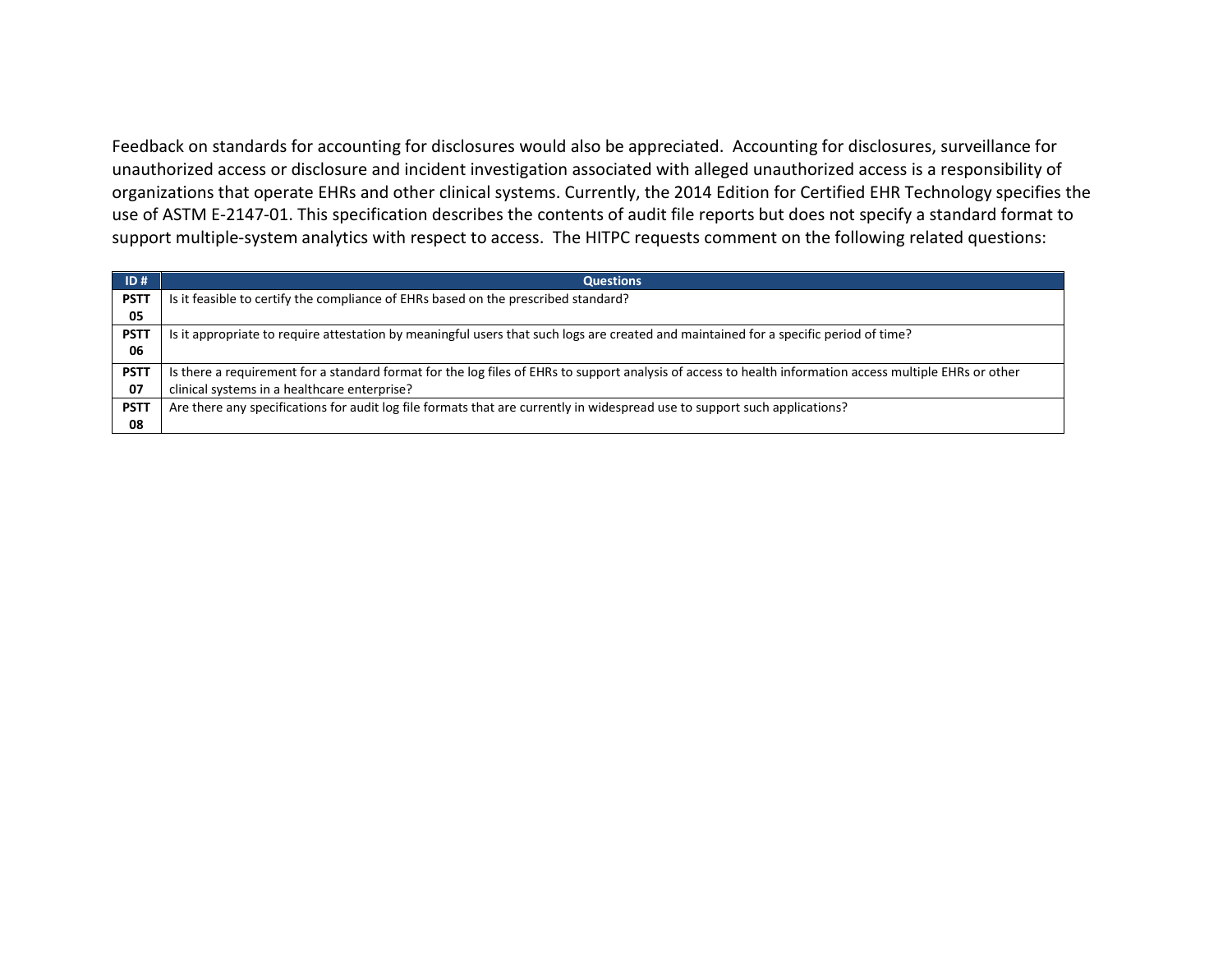Feedback on standards for accounting for disclosures would also be appreciated. Accounting for disclosures, surveillance for unauthorized access or disclosure and incident investigation associated with alleged unauthorized access is a responsibility of organizations that operate EHRs and other clinical systems. Currently, the 2014 Edition for Certified EHR Technology specifies the use of ASTM E-2147-01. This specification describes the contents of audit file reports but does not specify a standard format to support multiple-system analytics with respect to access. The HITPC requests comment on the following related questions:

| ID # | Questions |
| --- | --- |
| **PSTT 05** | Is it feasible to certify the compliance of EHRs based on the prescribed standard? |
| **PSTT 06** | Is it appropriate to require attestation by meaningful users that such logs are created and maintained for a specific period of time? |
| **PSTT 07** | Is there a requirement for a standard format for the log files of EHRs to support analysis of access to health information access multiple EHRs or other clinical systems in a healthcare enterprise? |
| **PSTT 08** | Are there any specifications for audit log file formats that are currently in widespread use to support such applications? |